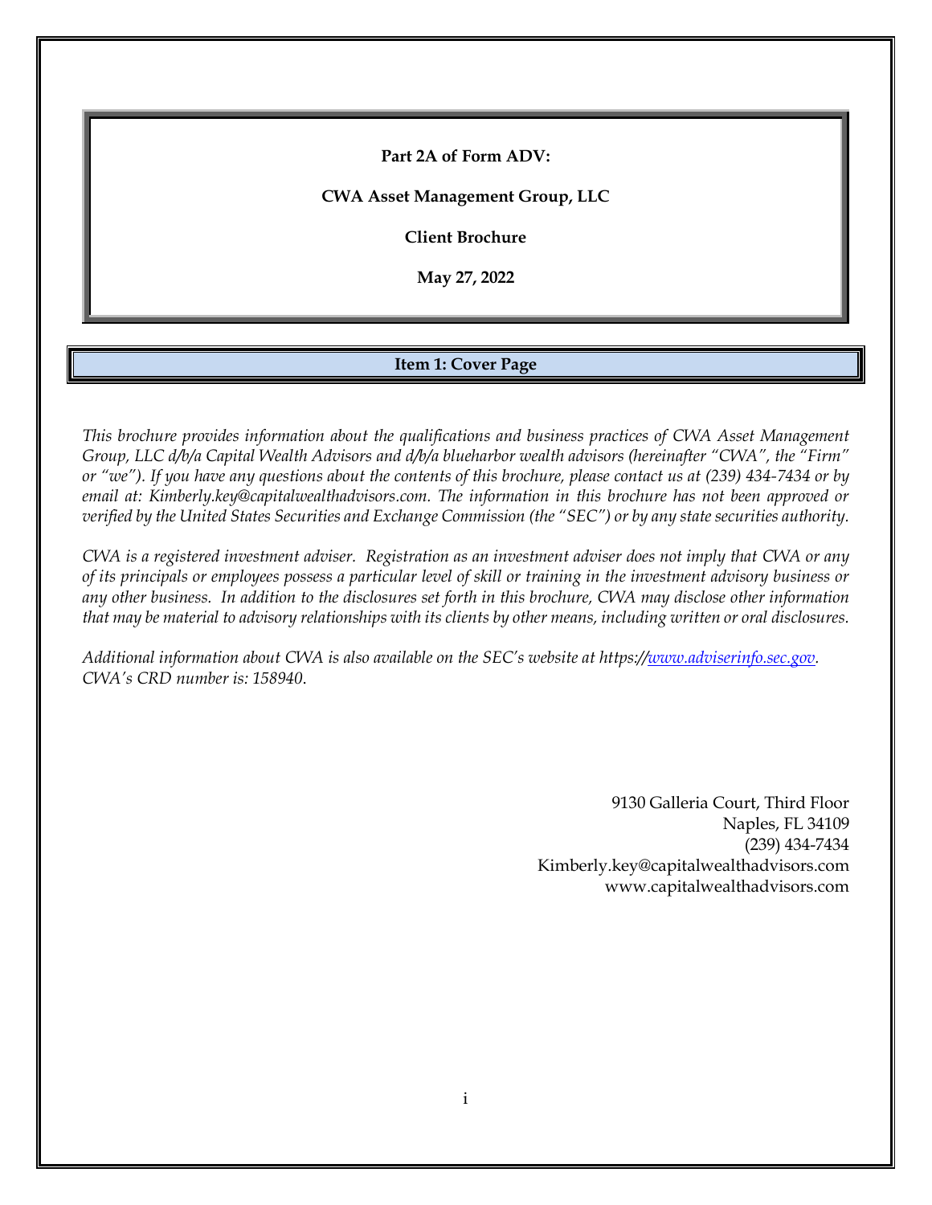**Part 2A of Form ADV:**

**CWA Asset Management Group, LLC**

**Client Brochure**

**May 27, 2022**

## Item 1: Cover Page

*This brochure provides information about the qualifications and business practices of CWA Asset Management Group, LLC d/b/a Capital Wealth Advisors and d/b/a blueharbor wealth advisors (hereinafter "CWA", the "Firm" or "we"). If you have any questions about the contents of this brochure, please contact us at (239) 434-7434 or by email at: Kimberly.key@capitalwealthadvisors.com. The information in this brochure has not been approved or verified by the United States Securities and Exchange Commission (the "SEC") or by any state securities authority.*

*CWA is a registered investment adviser. Registration as an investment adviser does not imply that CWA or any of its principals or employees possess a particular level of skill or training in the investment advisory business or any other business. In addition to the disclosures set forth in this brochure, CWA may disclose other information that may be material to advisory relationships with its clients by other means, including written or oral disclosures.*

*Additional information about CWA is also available on the SEC's website at https://www.adviserinfo.sec.gov. CWA's CRD number is: 158940.*

9130 Galleria Court, Third Floor
Naples, FL 34109
(239) 434-7434
Kimberly.key@capitalwealthadvisors.com
www.capitalwealthadvisors.com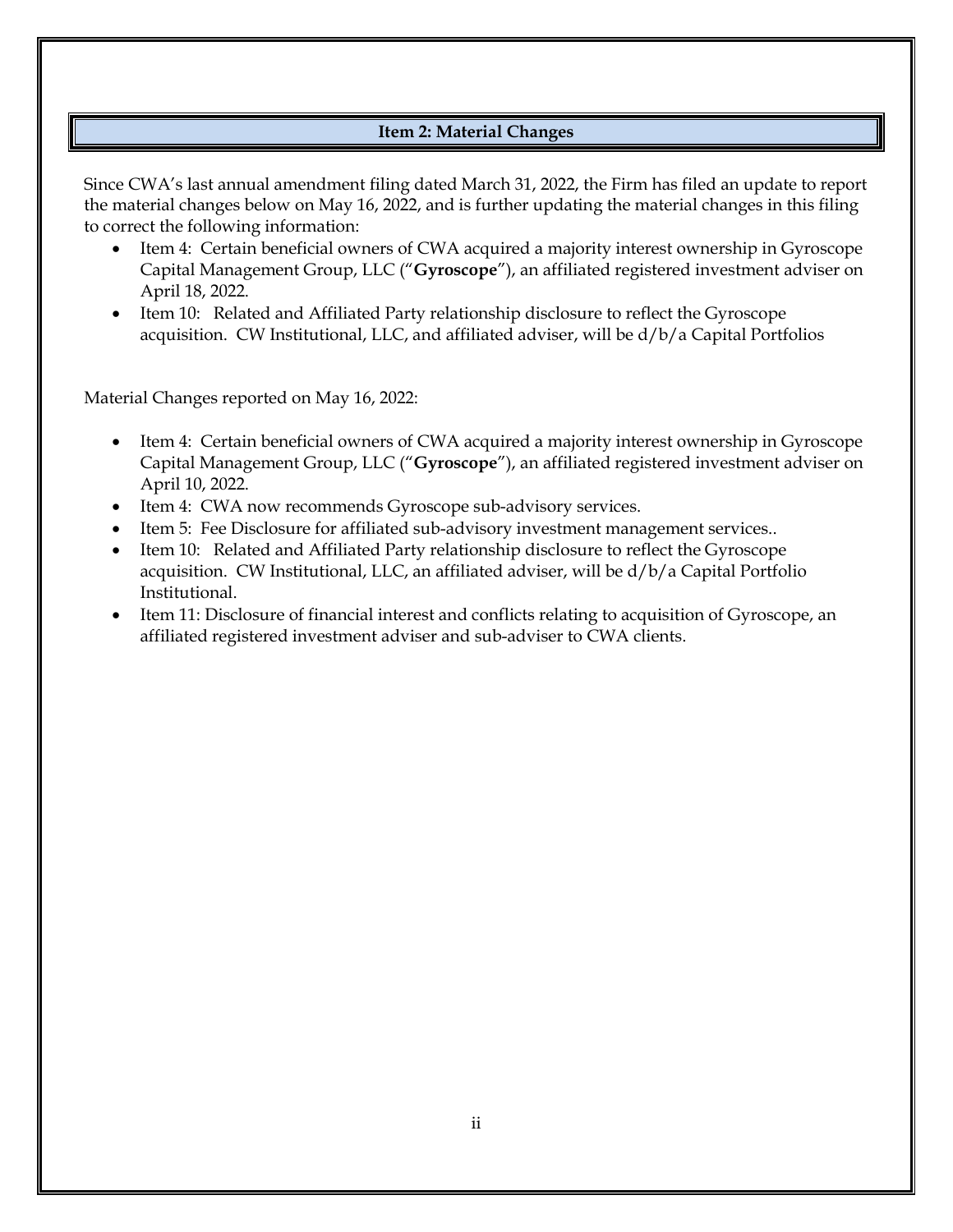## Item 2: Material Changes

Since CWA's last annual amendment filing dated March 31, 2022, the Firm has filed an update to report the material changes below on May 16, 2022, and is further updating the material changes in this filing to correct the following information:

- Item 4: Certain beneficial owners of CWA acquired a majority interest ownership in Gyroscope Capital Management Group, LLC ("**Gyroscope**"), an affiliated registered investment adviser on April 18, 2022.
- Item 10: Related and Affiliated Party relationship disclosure to reflect the Gyroscope acquisition. CW Institutional, LLC, and affiliated adviser, will be d/b/a Capital Portfolios

Material Changes reported on May 16, 2022:

- Item 4: Certain beneficial owners of CWA acquired a majority interest ownership in Gyroscope Capital Management Group, LLC ("**Gyroscope**"), an affiliated registered investment adviser on April 10, 2022.
- Item 4: CWA now recommends Gyroscope sub-advisory services.
- Item 5: Fee Disclosure for affiliated sub-advisory investment management services..
- Item 10: Related and Affiliated Party relationship disclosure to reflect the Gyroscope acquisition. CW Institutional, LLC, an affiliated adviser, will be d/b/a Capital Portfolio Institutional.
- Item 11: Disclosure of financial interest and conflicts relating to acquisition of Gyroscope, an affiliated registered investment adviser and sub-adviser to CWA clients.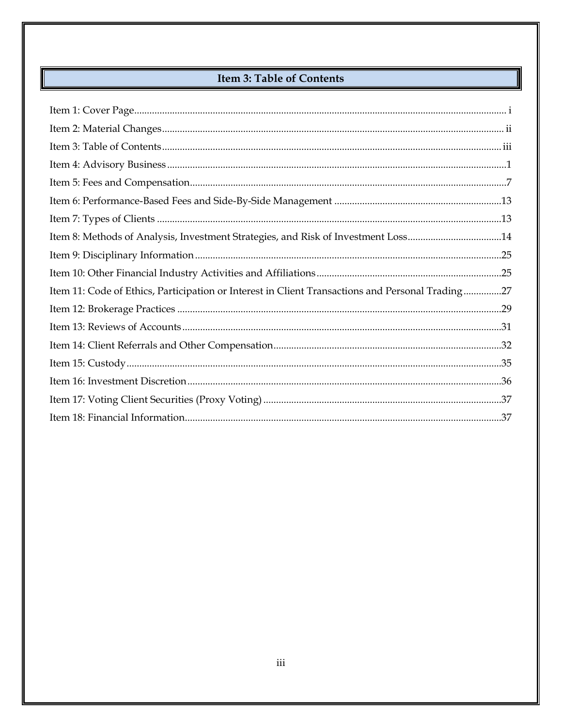## Item 3: Table of Contents

Item 1: Cover Page .......... i
Item 2: Material Changes .......... ii
Item 3: Table of Contents .......... iii
Item 4: Advisory Business .......... 1
Item 5: Fees and Compensation .......... 7
Item 6: Performance-Based Fees and Side-By-Side Management .......... 13
Item 7: Types of Clients .......... 13
Item 8: Methods of Analysis, Investment Strategies, and Risk of Investment Loss .......... 14
Item 9: Disciplinary Information .......... 25
Item 10: Other Financial Industry Activities and Affiliations .......... 25
Item 11: Code of Ethics, Participation or Interest in Client Transactions and Personal Trading .......... 27
Item 12: Brokerage Practices .......... 29
Item 13: Reviews of Accounts .......... 31
Item 14: Client Referrals and Other Compensation .......... 32
Item 15: Custody .......... 35
Item 16: Investment Discretion .......... 36
Item 17: Voting Client Securities (Proxy Voting) .......... 37
Item 18: Financial Information .......... 37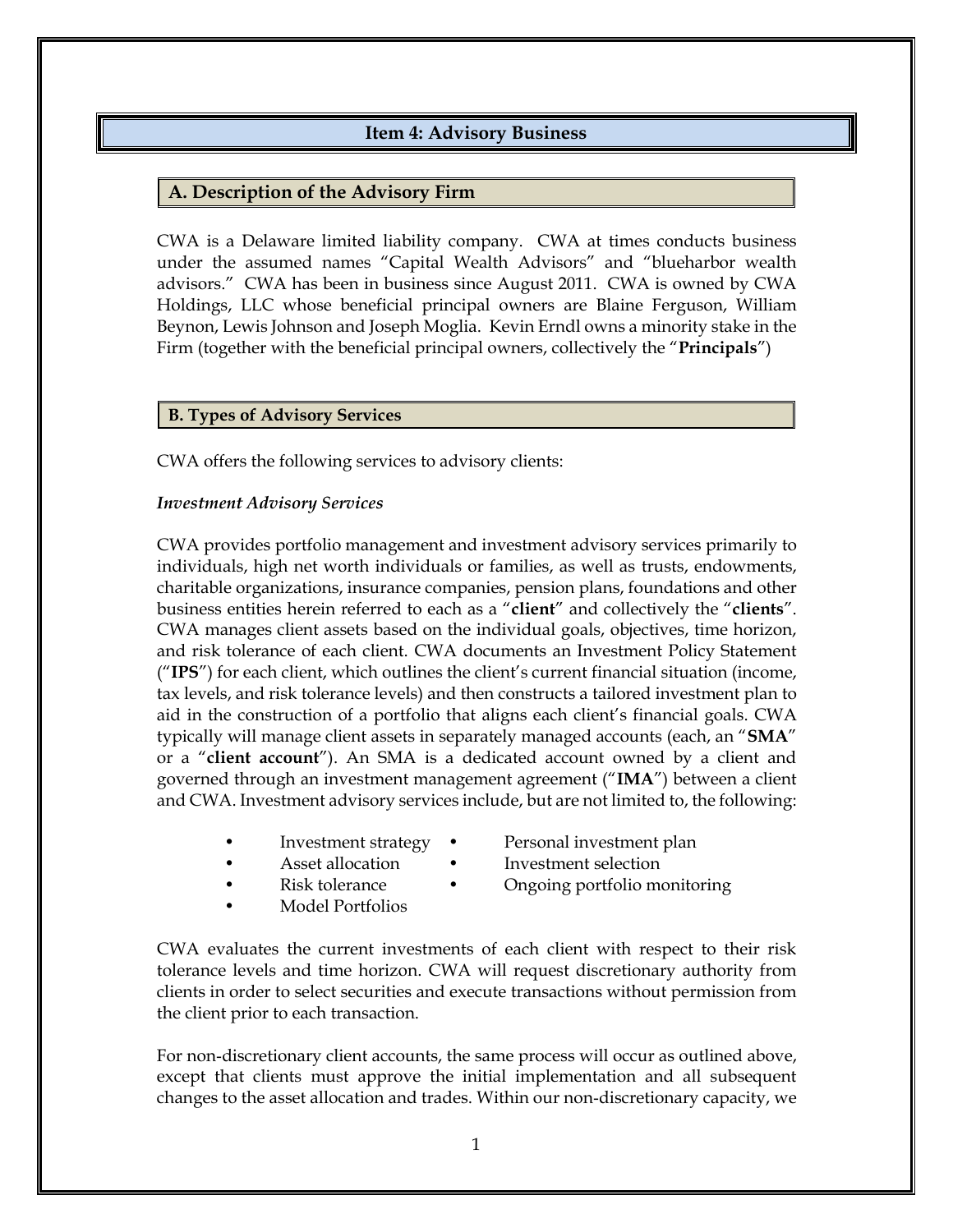## Item 4: Advisory Business

### A. Description of the Advisory Firm

CWA is a Delaware limited liability company. CWA at times conducts business under the assumed names "Capital Wealth Advisors" and "blueharbor wealth advisors." CWA has been in business since August 2011. CWA is owned by CWA Holdings, LLC whose beneficial principal owners are Blaine Ferguson, William Beynon, Lewis Johnson and Joseph Moglia. Kevin Erndl owns a minority stake in the Firm (together with the beneficial principal owners, collectively the "**Principals**")

### B. Types of Advisory Services

CWA offers the following services to advisory clients:

*Investment Advisory Services*

CWA provides portfolio management and investment advisory services primarily to individuals, high net worth individuals or families, as well as trusts, endowments, charitable organizations, insurance companies, pension plans, foundations and other business entities herein referred to as each as a "**client**" and collectively the "**clients**". CWA manages client assets based on the individual goals, objectives, time horizon, and risk tolerance of each client. CWA documents an Investment Policy Statement ("**IPS**") for each client, which outlines the client's current financial situation (income, tax levels, and risk tolerance levels) and then constructs a tailored investment plan to aid in the construction of a portfolio that aligns each client's financial goals. CWA typically will manage client assets in separately managed accounts (each, an "**SMA**" or a "**client account**"). An SMA is a dedicated account owned by a client and governed through an investment management agreement ("**IMA**") between a client and CWA. Investment advisory services include, but are not limited to, the following:

- Investment strategy
- Asset allocation
- Risk tolerance
- Model Portfolios
- Personal investment plan
- Investment selection
- Ongoing portfolio monitoring

CWA evaluates the current investments of each client with respect to their risk tolerance levels and time horizon. CWA will request discretionary authority from clients in order to select securities and execute transactions without permission from the client prior to each transaction.

For non-discretionary client accounts, the same process will occur as outlined above, except that clients must approve the initial implementation and all subsequent changes to the asset allocation and trades. Within our non-discretionary capacity, we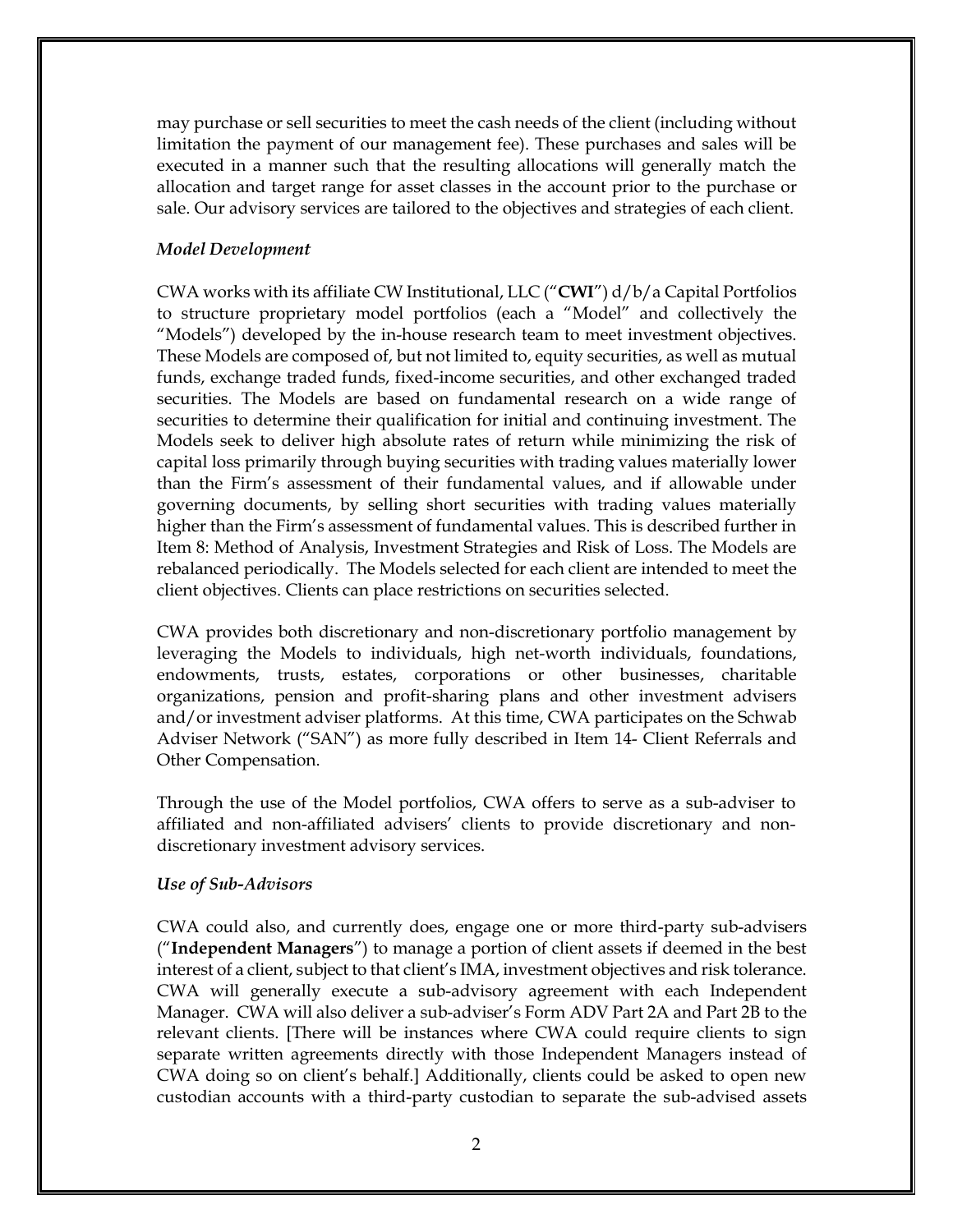may purchase or sell securities to meet the cash needs of the client (including without limitation the payment of our management fee). These purchases and sales will be executed in a manner such that the resulting allocations will generally match the allocation and target range for asset classes in the account prior to the purchase or sale. Our advisory services are tailored to the objectives and strategies of each client.

### *Model Development*

CWA works with its affiliate CW Institutional, LLC ("**CWI**") d/b/a Capital Portfolios to structure proprietary model portfolios (each a "Model" and collectively the "Models") developed by the in-house research team to meet investment objectives. These Models are composed of, but not limited to, equity securities, as well as mutual funds, exchange traded funds, fixed-income securities, and other exchanged traded securities. The Models are based on fundamental research on a wide range of securities to determine their qualification for initial and continuing investment. The Models seek to deliver high absolute rates of return while minimizing the risk of capital loss primarily through buying securities with trading values materially lower than the Firm's assessment of their fundamental values, and if allowable under governing documents, by selling short securities with trading values materially higher than the Firm's assessment of fundamental values. This is described further in Item 8: Method of Analysis, Investment Strategies and Risk of Loss. The Models are rebalanced periodically. The Models selected for each client are intended to meet the client objectives. Clients can place restrictions on securities selected.

CWA provides both discretionary and non-discretionary portfolio management by leveraging the Models to individuals, high net-worth individuals, foundations, endowments, trusts, estates, corporations or other businesses, charitable organizations, pension and profit-sharing plans and other investment advisers and/or investment adviser platforms. At this time, CWA participates on the Schwab Adviser Network ("SAN") as more fully described in Item 14- Client Referrals and Other Compensation.

Through the use of the Model portfolios, CWA offers to serve as a sub-adviser to affiliated and non-affiliated advisers' clients to provide discretionary and non-discretionary investment advisory services.

### *Use of Sub-Advisors*

CWA could also, and currently does, engage one or more third-party sub-advisers ("**Independent Managers**") to manage a portion of client assets if deemed in the best interest of a client, subject to that client's IMA, investment objectives and risk tolerance. CWA will generally execute a sub-advisory agreement with each Independent Manager. CWA will also deliver a sub-adviser's Form ADV Part 2A and Part 2B to the relevant clients. [There will be instances where CWA could require clients to sign separate written agreements directly with those Independent Managers instead of CWA doing so on client's behalf.] Additionally, clients could be asked to open new custodian accounts with a third-party custodian to separate the sub-advised assets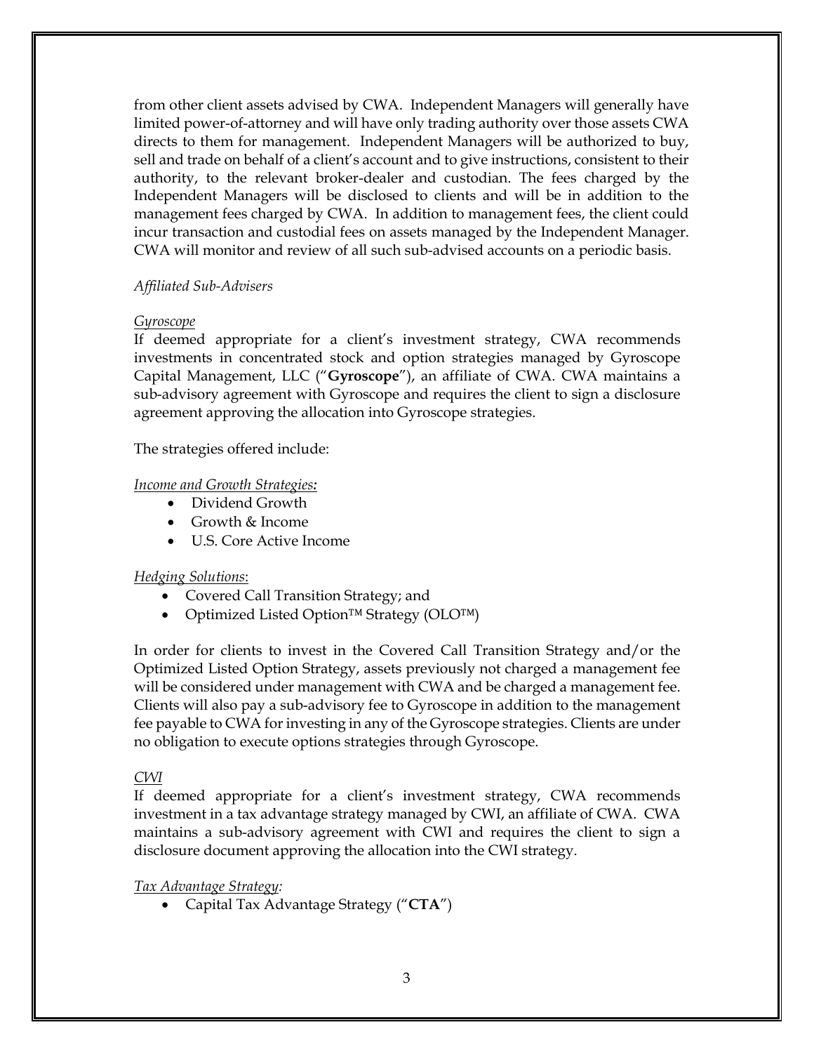from other client assets advised by CWA. Independent Managers will generally have limited power-of-attorney and will have only trading authority over those assets CWA directs to them for management. Independent Managers will be authorized to buy, sell and trade on behalf of a client's account and to give instructions, consistent to their authority, to the relevant broker-dealer and custodian. The fees charged by the Independent Managers will be disclosed to clients and will be in addition to the management fees charged by CWA. In addition to management fees, the client could incur transaction and custodial fees on assets managed by the Independent Manager. CWA will monitor and review of all such sub-advised accounts on a periodic basis.

*Affiliated Sub-Advisers*

*Gyroscope*

If deemed appropriate for a client's investment strategy, CWA recommends investments in concentrated stock and option strategies managed by Gyroscope Capital Management, LLC ("**Gyroscope**"), an affiliate of CWA. CWA maintains a sub-advisory agreement with Gyroscope and requires the client to sign a disclosure agreement approving the allocation into Gyroscope strategies.

The strategies offered include:

*Income and Growth Strategies:*

- Dividend Growth
- Growth & Income
- U.S. Core Active Income

*Hedging Solutions*:

- Covered Call Transition Strategy; and
- Optimized Listed Option™ Strategy (OLO™)

In order for clients to invest in the Covered Call Transition Strategy and/or the Optimized Listed Option Strategy, assets previously not charged a management fee will be considered under management with CWA and be charged a management fee. Clients will also pay a sub-advisory fee to Gyroscope in addition to the management fee payable to CWA for investing in any of the Gyroscope strategies. Clients are under no obligation to execute options strategies through Gyroscope.

*CWI*

If deemed appropriate for a client's investment strategy, CWA recommends investment in a tax advantage strategy managed by CWI, an affiliate of CWA. CWA maintains a sub-advisory agreement with CWI and requires the client to sign a disclosure document approving the allocation into the CWI strategy.

*Tax Advantage Strategy:*

- Capital Tax Advantage Strategy ("**CTA**")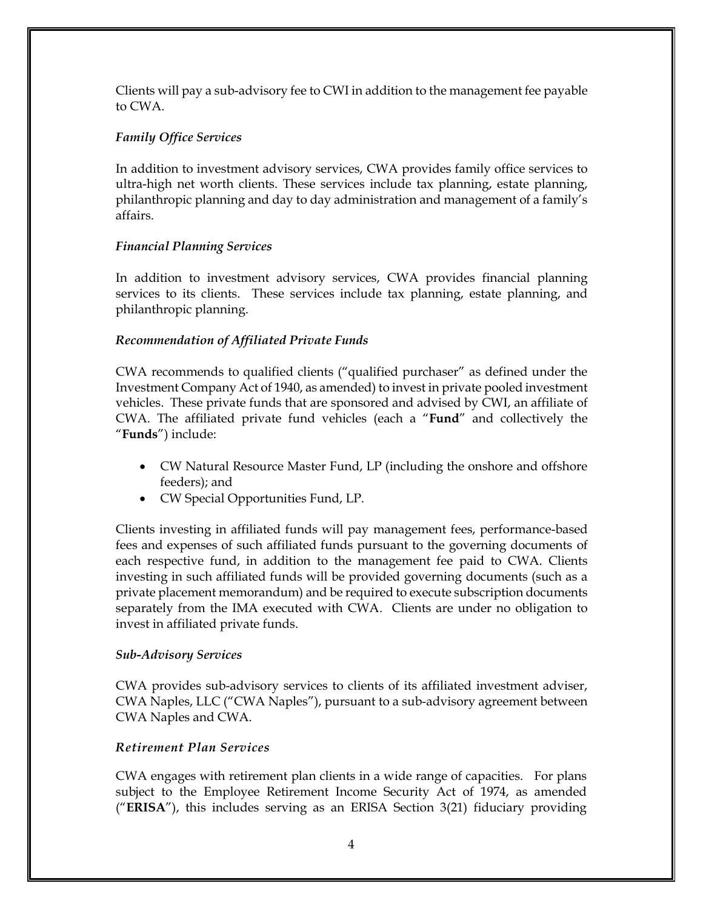Clients will pay a sub-advisory fee to CWI in addition to the management fee payable to CWA.

*Family Office Services*

In addition to investment advisory services, CWA provides family office services to ultra-high net worth clients. These services include tax planning, estate planning, philanthropic planning and day to day administration and management of a family's affairs.

*Financial Planning Services*

In addition to investment advisory services, CWA provides financial planning services to its clients. These services include tax planning, estate planning, and philanthropic planning.

***Recommendation of Affiliated Private Funds***

CWA recommends to qualified clients ("qualified purchaser" as defined under the Investment Company Act of 1940, as amended) to invest in private pooled investment vehicles. These private funds that are sponsored and advised by CWI, an affiliate of CWA. The affiliated private fund vehicles (each a "**Fund**" and collectively the "**Funds**") include:

- CW Natural Resource Master Fund, LP (including the onshore and offshore feeders); and
- CW Special Opportunities Fund, LP.

Clients investing in affiliated funds will pay management fees, performance-based fees and expenses of such affiliated funds pursuant to the governing documents of each respective fund, in addition to the management fee paid to CWA. Clients investing in such affiliated funds will be provided governing documents (such as a private placement memorandum) and be required to execute subscription documents separately from the IMA executed with CWA. Clients are under no obligation to invest in affiliated private funds.

*Sub-Advisory Services*

CWA provides sub-advisory services to clients of its affiliated investment adviser, CWA Naples, LLC ("CWA Naples"), pursuant to a sub-advisory agreement between CWA Naples and CWA.

*Retirement Plan Services*

CWA engages with retirement plan clients in a wide range of capacities. For plans subject to the Employee Retirement Income Security Act of 1974, as amended ("**ERISA**"), this includes serving as an ERISA Section 3(21) fiduciary providing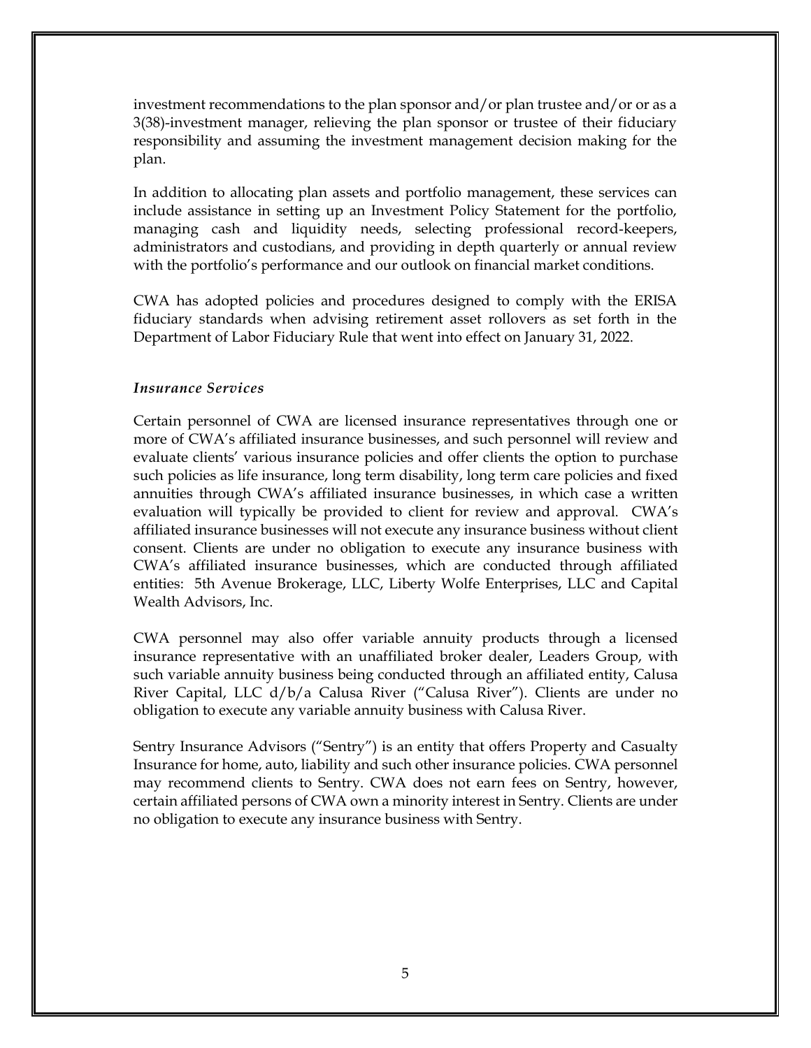investment recommendations to the plan sponsor and/or plan trustee and/or or as a 3(38)-investment manager, relieving the plan sponsor or trustee of their fiduciary responsibility and assuming the investment management decision making for the plan.

In addition to allocating plan assets and portfolio management, these services can include assistance in setting up an Investment Policy Statement for the portfolio, managing cash and liquidity needs, selecting professional record-keepers, administrators and custodians, and providing in depth quarterly or annual review with the portfolio's performance and our outlook on financial market conditions.

CWA has adopted policies and procedures designed to comply with the ERISA fiduciary standards when advising retirement asset rollovers as set forth in the Department of Labor Fiduciary Rule that went into effect on January 31, 2022.

### *Insurance Services*

Certain personnel of CWA are licensed insurance representatives through one or more of CWA's affiliated insurance businesses, and such personnel will review and evaluate clients' various insurance policies and offer clients the option to purchase such policies as life insurance, long term disability, long term care policies and fixed annuities through CWA's affiliated insurance businesses, in which case a written evaluation will typically be provided to client for review and approval. CWA's affiliated insurance businesses will not execute any insurance business without client consent. Clients are under no obligation to execute any insurance business with CWA's affiliated insurance businesses, which are conducted through affiliated entities: 5th Avenue Brokerage, LLC, Liberty Wolfe Enterprises, LLC and Capital Wealth Advisors, Inc.

CWA personnel may also offer variable annuity products through a licensed insurance representative with an unaffiliated broker dealer, Leaders Group, with such variable annuity business being conducted through an affiliated entity, Calusa River Capital, LLC d/b/a Calusa River ("Calusa River"). Clients are under no obligation to execute any variable annuity business with Calusa River.

Sentry Insurance Advisors ("Sentry") is an entity that offers Property and Casualty Insurance for home, auto, liability and such other insurance policies. CWA personnel may recommend clients to Sentry. CWA does not earn fees on Sentry, however, certain affiliated persons of CWA own a minority interest in Sentry. Clients are under no obligation to execute any insurance business with Sentry.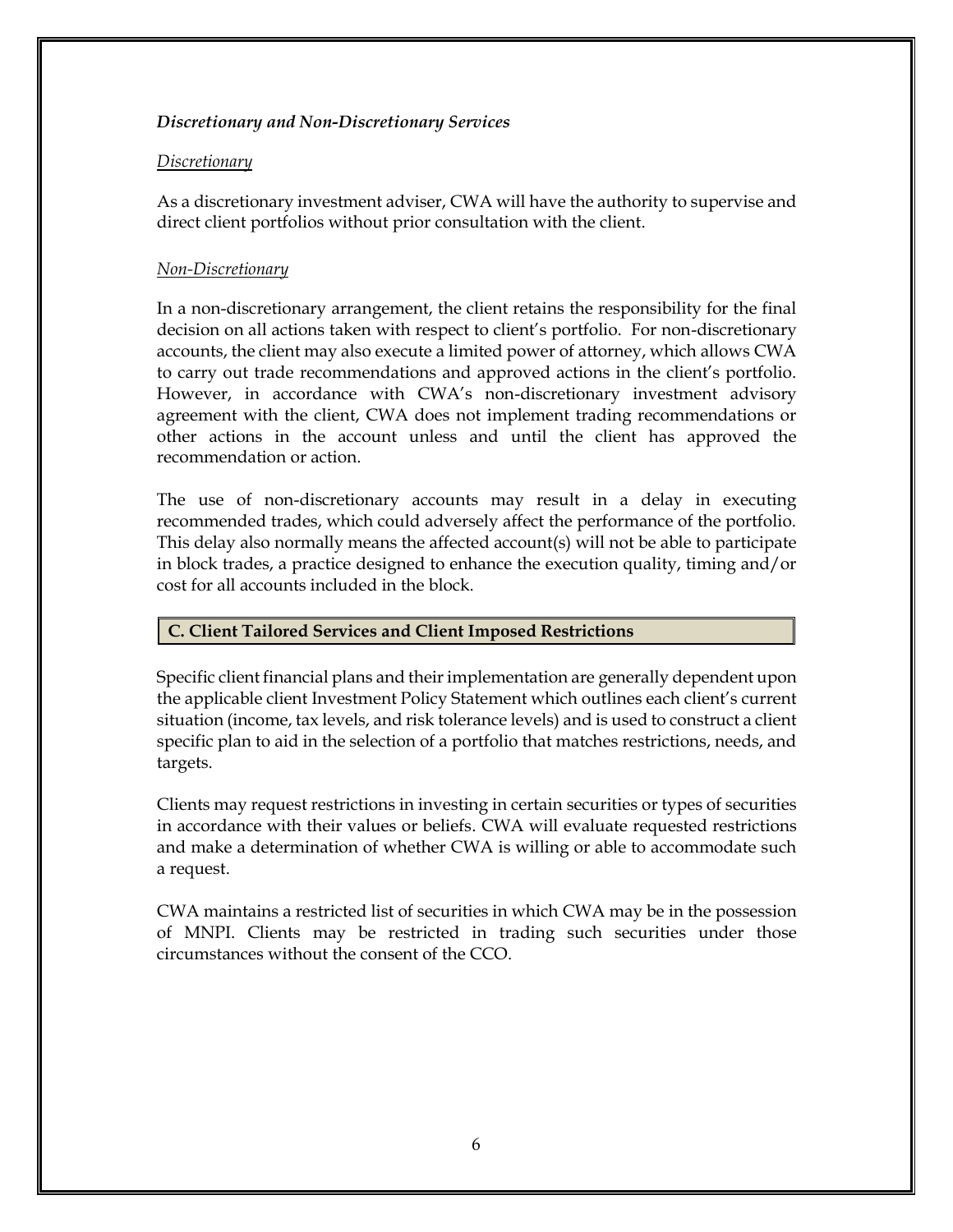***Discretionary and Non-Discretionary Services***

*Discretionary*

As a discretionary investment adviser, CWA will have the authority to supervise and direct client portfolios without prior consultation with the client.

*Non-Discretionary*

In a non-discretionary arrangement, the client retains the responsibility for the final decision on all actions taken with respect to client's portfolio. For non-discretionary accounts, the client may also execute a limited power of attorney, which allows CWA to carry out trade recommendations and approved actions in the client's portfolio. However, in accordance with CWA's non-discretionary investment advisory agreement with the client, CWA does not implement trading recommendations or other actions in the account unless and until the client has approved the recommendation or action.

The use of non-discretionary accounts may result in a delay in executing recommended trades, which could adversely affect the performance of the portfolio. This delay also normally means the affected account(s) will not be able to participate in block trades, a practice designed to enhance the execution quality, timing and/or cost for all accounts included in the block.

## C. Client Tailored Services and Client Imposed Restrictions

Specific client financial plans and their implementation are generally dependent upon the applicable client Investment Policy Statement which outlines each client's current situation (income, tax levels, and risk tolerance levels) and is used to construct a client specific plan to aid in the selection of a portfolio that matches restrictions, needs, and targets.

Clients may request restrictions in investing in certain securities or types of securities in accordance with their values or beliefs. CWA will evaluate requested restrictions and make a determination of whether CWA is willing or able to accommodate such a request.

CWA maintains a restricted list of securities in which CWA may be in the possession of MNPI. Clients may be restricted in trading such securities under those circumstances without the consent of the CCO.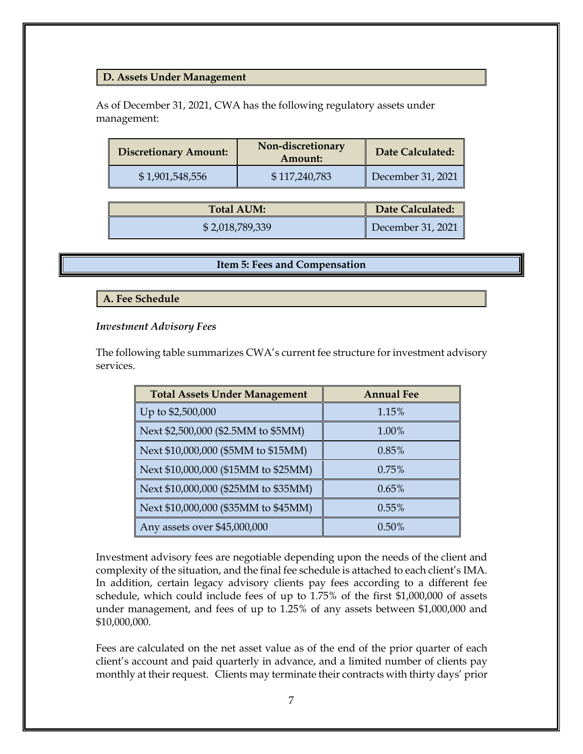### D. Assets Under Management

As of December 31, 2021, CWA has the following regulatory assets under management:

| Discretionary Amount: | Non-discretionary Amount: | Date Calculated: |
| --- | --- | --- |
| $ 1,901,548,556 | $ 117,240,783 | December 31, 2021 |

| Total AUM: | Date Calculated: |
| --- | --- |
| $ 2,018,789,339 | December 31, 2021 |

## Item 5: Fees and Compensation

### A. Fee Schedule

*Investment Advisory Fees*

The following table summarizes CWA's current fee structure for investment advisory services.

| Total Assets Under Management | Annual Fee |
| --- | --- |
| Up to $2,500,000 | 1.15% |
| Next $2,500,000 ($2.5MM to $5MM) | 1.00% |
| Next $10,000,000 ($5MM to $15MM) | 0.85% |
| Next $10,000,000 ($15MM to $25MM) | 0.75% |
| Next $10,000,000 ($25MM to $35MM) | 0.65% |
| Next $10,000,000 ($35MM to $45MM) | 0.55% |
| Any assets over $45,000,000 | 0.50% |

Investment advisory fees are negotiable depending upon the needs of the client and complexity of the situation, and the final fee schedule is attached to each client's IMA. In addition, certain legacy advisory clients pay fees according to a different fee schedule, which could include fees of up to 1.75% of the first $1,000,000 of assets under management, and fees of up to 1.25% of any assets between $1,000,000 and $10,000,000.

Fees are calculated on the net asset value as of the end of the prior quarter of each client's account and paid quarterly in advance, and a limited number of clients pay monthly at their request. Clients may terminate their contracts with thirty days' prior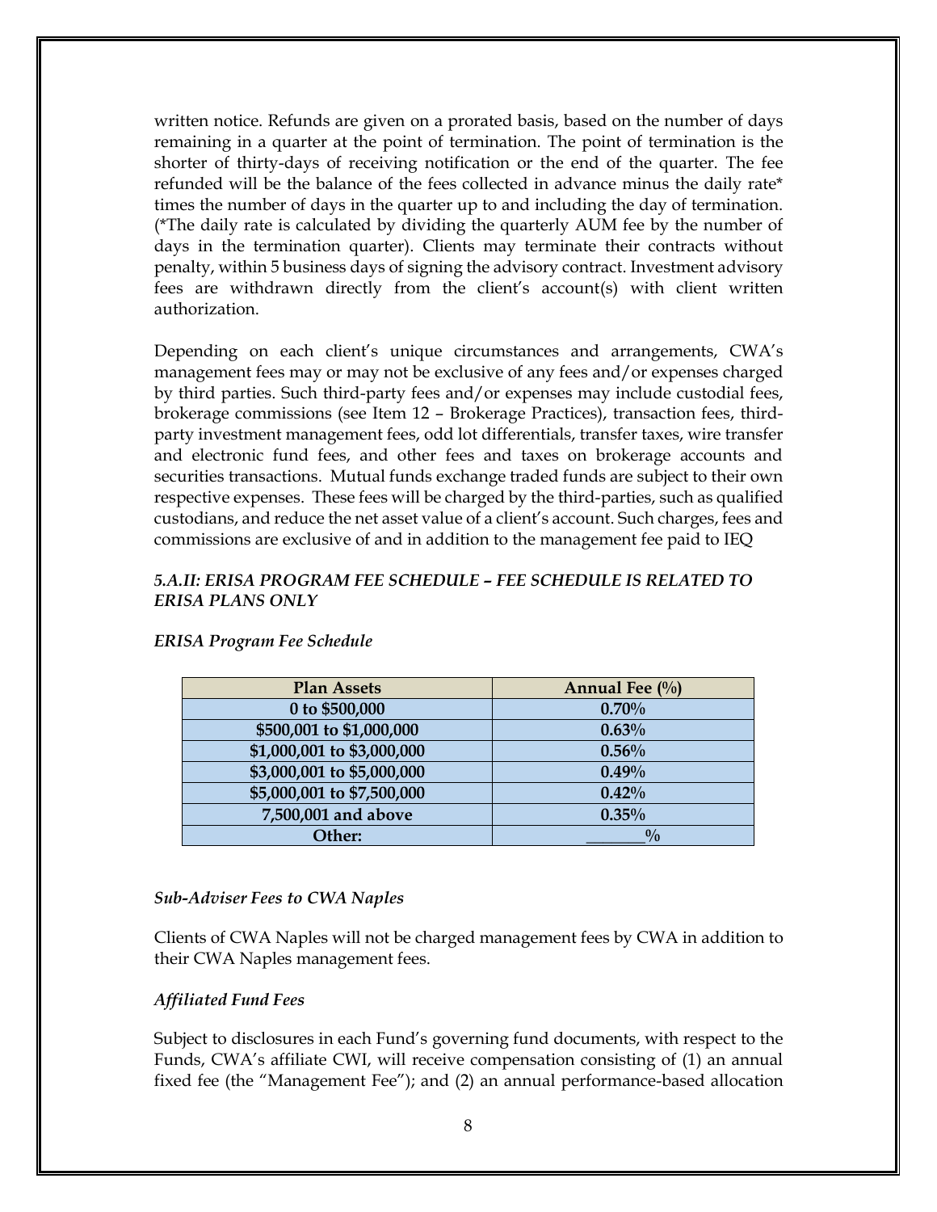written notice. Refunds are given on a prorated basis, based on the number of days remaining in a quarter at the point of termination. The point of termination is the shorter of thirty-days of receiving notification or the end of the quarter. The fee refunded will be the balance of the fees collected in advance minus the daily rate* times the number of days in the quarter up to and including the day of termination. (*The daily rate is calculated by dividing the quarterly AUM fee by the number of days in the termination quarter). Clients may terminate their contracts without penalty, within 5 business days of signing the advisory contract. Investment advisory fees are withdrawn directly from the client's account(s) with client written authorization.

Depending on each client's unique circumstances and arrangements, CWA's management fees may or may not be exclusive of any fees and/or expenses charged by third parties. Such third-party fees and/or expenses may include custodial fees, brokerage commissions (see Item 12 – Brokerage Practices), transaction fees, third-party investment management fees, odd lot differentials, transfer taxes, wire transfer and electronic fund fees, and other fees and taxes on brokerage accounts and securities transactions. Mutual funds exchange traded funds are subject to their own respective expenses. These fees will be charged by the third-parties, such as qualified custodians, and reduce the net asset value of a client's account. Such charges, fees and commissions are exclusive of and in addition to the management fee paid to IEQ

### *5.A.II: ERISA PROGRAM FEE SCHEDULE – FEE SCHEDULE IS RELATED TO ERISA PLANS ONLY*

*ERISA Program Fee Schedule*

| Plan Assets | Annual Fee (%) |
|---|---|
| 0 to $500,000 | 0.70% |
| $500,001 to $1,000,000 | 0.63% |
| $1,000,001 to $3,000,000 | 0.56% |
| $3,000,001 to $5,000,000 | 0.49% |
| $5,000,001 to $7,500,000 | 0.42% |
| 7,500,001 and above | 0.35% |
| Other: | _______% |

*Sub-Adviser Fees to CWA Naples*

Clients of CWA Naples will not be charged management fees by CWA in addition to their CWA Naples management fees.

*Affiliated Fund Fees*

Subject to disclosures in each Fund's governing fund documents, with respect to the Funds, CWA's affiliate CWI, will receive compensation consisting of (1) an annual fixed fee (the "Management Fee"); and (2) an annual performance-based allocation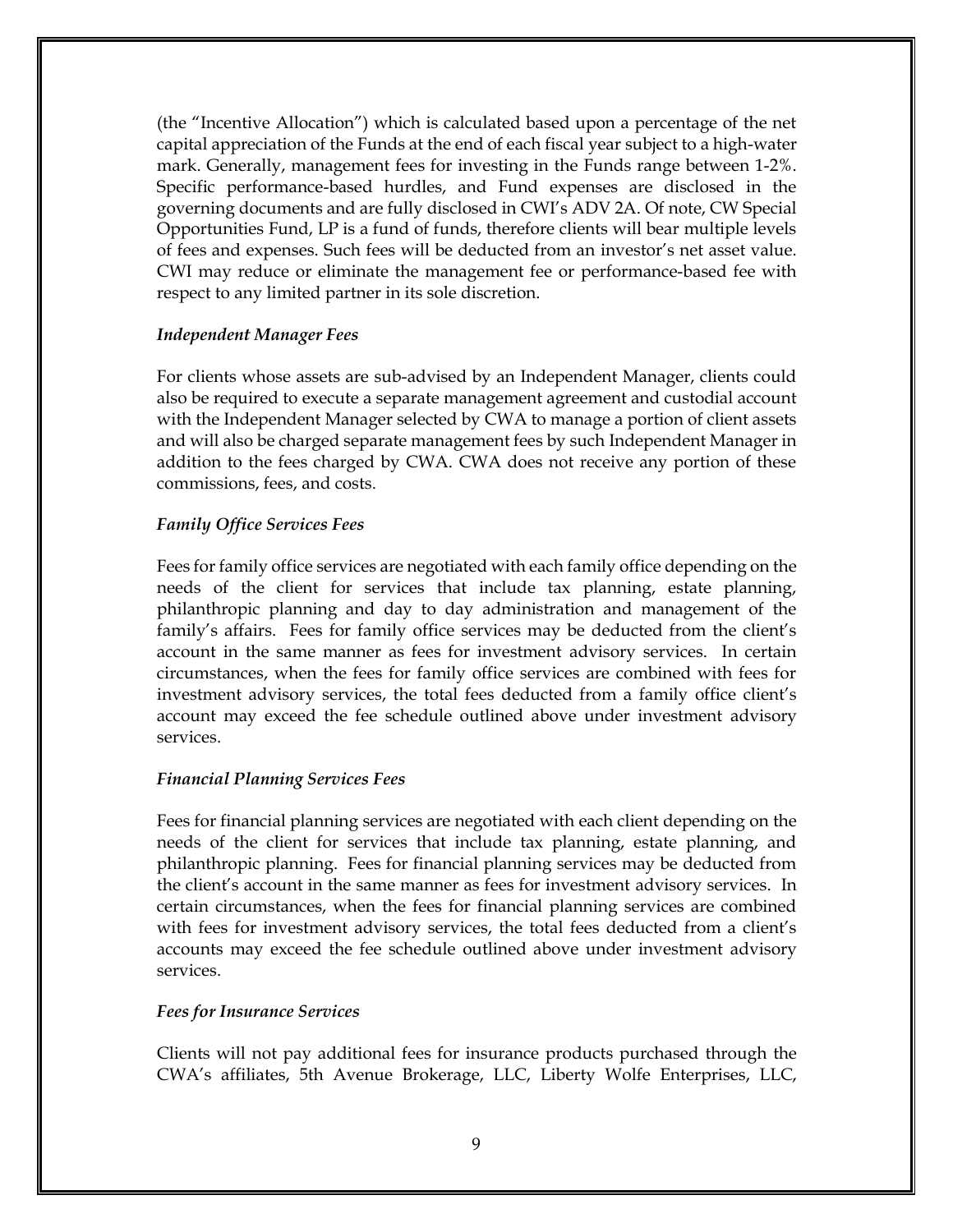(the "Incentive Allocation") which is calculated based upon a percentage of the net capital appreciation of the Funds at the end of each fiscal year subject to a high-water mark. Generally, management fees for investing in the Funds range between 1-2%. Specific performance-based hurdles, and Fund expenses are disclosed in the governing documents and are fully disclosed in CWI's ADV 2A. Of note, CW Special Opportunities Fund, LP is a fund of funds, therefore clients will bear multiple levels of fees and expenses. Such fees will be deducted from an investor's net asset value. CWI may reduce or eliminate the management fee or performance-based fee with respect to any limited partner in its sole discretion.

*Independent Manager Fees*

For clients whose assets are sub-advised by an Independent Manager, clients could also be required to execute a separate management agreement and custodial account with the Independent Manager selected by CWA to manage a portion of client assets and will also be charged separate management fees by such Independent Manager in addition to the fees charged by CWA. CWA does not receive any portion of these commissions, fees, and costs.

*Family Office Services Fees*

Fees for family office services are negotiated with each family office depending on the needs of the client for services that include tax planning, estate planning, philanthropic planning and day to day administration and management of the family's affairs. Fees for family office services may be deducted from the client's account in the same manner as fees for investment advisory services. In certain circumstances, when the fees for family office services are combined with fees for investment advisory services, the total fees deducted from a family office client's account may exceed the fee schedule outlined above under investment advisory services.

*Financial Planning Services Fees*

Fees for financial planning services are negotiated with each client depending on the needs of the client for services that include tax planning, estate planning, and philanthropic planning. Fees for financial planning services may be deducted from the client's account in the same manner as fees for investment advisory services. In certain circumstances, when the fees for financial planning services are combined with fees for investment advisory services, the total fees deducted from a client's accounts may exceed the fee schedule outlined above under investment advisory services.

*Fees for Insurance Services*

Clients will not pay additional fees for insurance products purchased through the CWA's affiliates, 5th Avenue Brokerage, LLC, Liberty Wolfe Enterprises, LLC,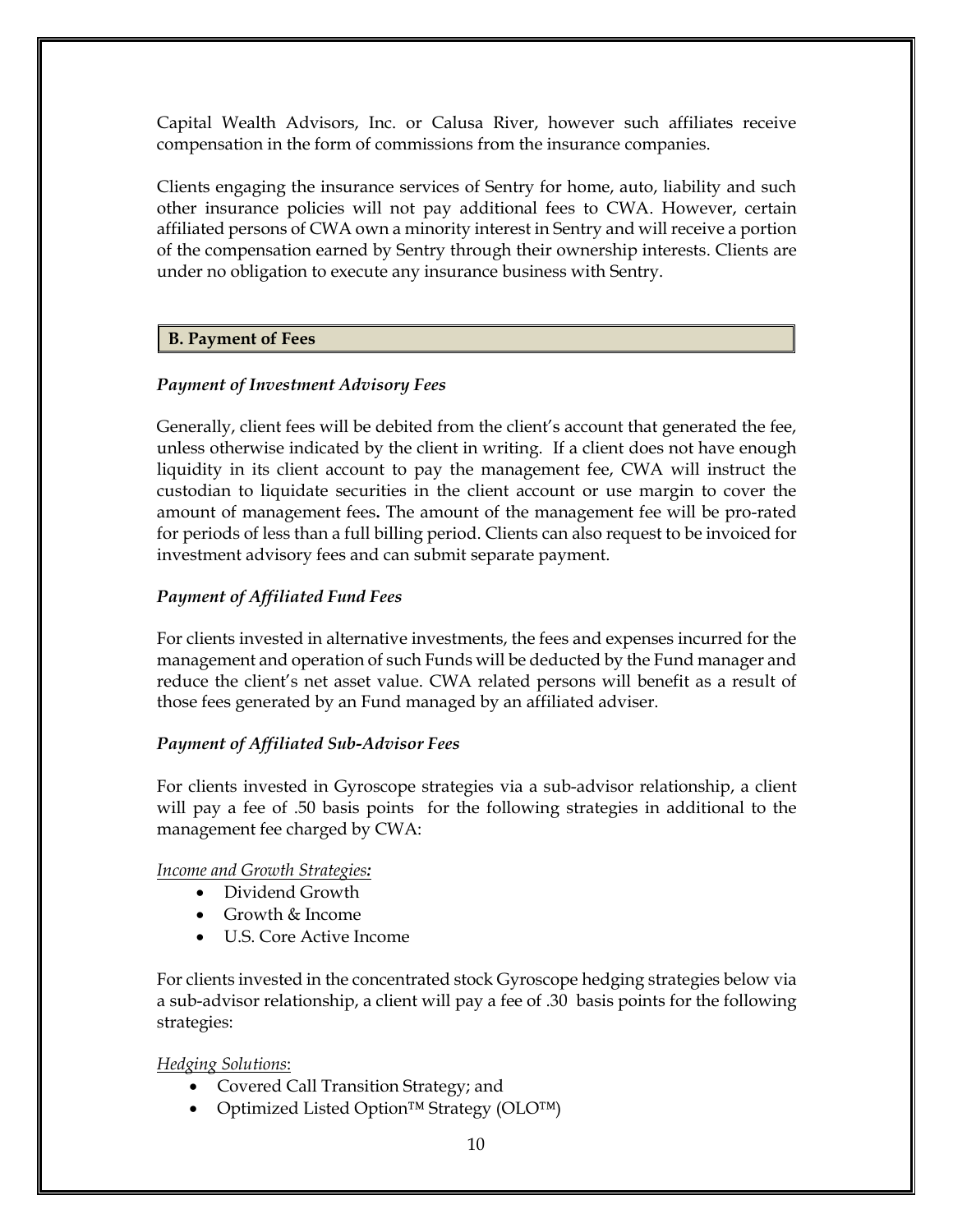Capital Wealth Advisors, Inc. or Calusa River, however such affiliates receive compensation in the form of commissions from the insurance companies.

Clients engaging the insurance services of Sentry for home, auto, liability and such other insurance policies will not pay additional fees to CWA. However, certain affiliated persons of CWA own a minority interest in Sentry and will receive a portion of the compensation earned by Sentry through their ownership interests. Clients are under no obligation to execute any insurance business with Sentry.

## B. Payment of Fees

***Payment of Investment Advisory Fees***

Generally, client fees will be debited from the client's account that generated the fee, unless otherwise indicated by the client in writing. If a client does not have enough liquidity in its client account to pay the management fee, CWA will instruct the custodian to liquidate securities in the client account or use margin to cover the amount of management fees**.** The amount of the management fee will be pro-rated for periods of less than a full billing period. Clients can also request to be invoiced for investment advisory fees and can submit separate payment.

***Payment of Affiliated Fund Fees***

For clients invested in alternative investments, the fees and expenses incurred for the management and operation of such Funds will be deducted by the Fund manager and reduce the client's net asset value. CWA related persons will benefit as a result of those fees generated by an Fund managed by an affiliated adviser.

***Payment of Affiliated Sub-Advisor Fees***

For clients invested in Gyroscope strategies via a sub-advisor relationship, a client will pay a fee of .50 basis points for the following strategies in additional to the management fee charged by CWA:

*Income and Growth Strategies:*

- Dividend Growth
- Growth & Income
- U.S. Core Active Income

For clients invested in the concentrated stock Gyroscope hedging strategies below via a sub-advisor relationship, a client will pay a fee of .30 basis points for the following strategies:

*Hedging Solutions*:

- Covered Call Transition Strategy; and
- Optimized Listed Option™ Strategy (OLO™)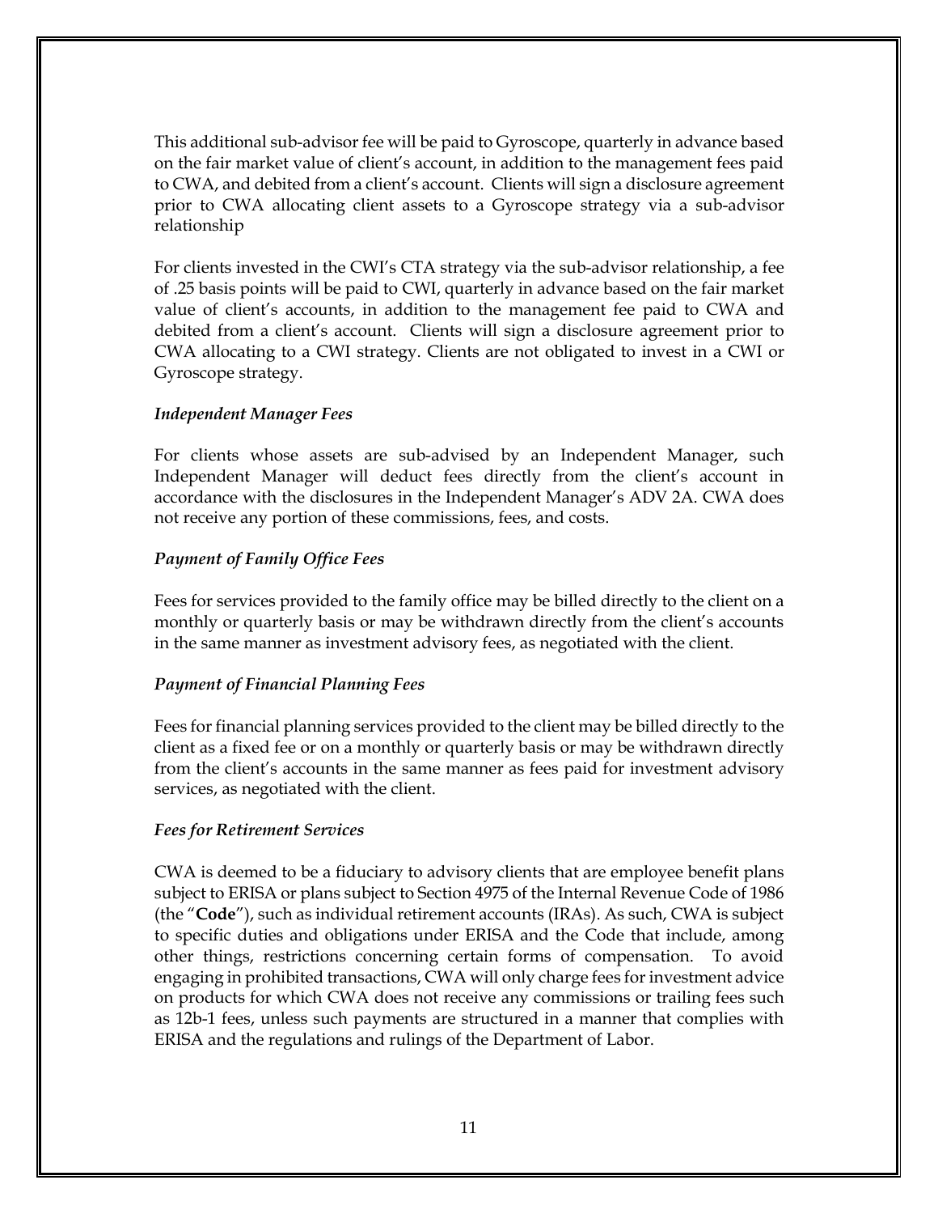This additional sub-advisor fee will be paid to Gyroscope, quarterly in advance based on the fair market value of client's account, in addition to the management fees paid to CWA, and debited from a client's account. Clients will sign a disclosure agreement prior to CWA allocating client assets to a Gyroscope strategy via a sub-advisor relationship

For clients invested in the CWI's CTA strategy via the sub-advisor relationship, a fee of .25 basis points will be paid to CWI, quarterly in advance based on the fair market value of client's accounts, in addition to the management fee paid to CWA and debited from a client's account. Clients will sign a disclosure agreement prior to CWA allocating to a CWI strategy. Clients are not obligated to invest in a CWI or Gyroscope strategy.

***Independent Manager Fees***

For clients whose assets are sub-advised by an Independent Manager, such Independent Manager will deduct fees directly from the client's account in accordance with the disclosures in the Independent Manager's ADV 2A. CWA does not receive any portion of these commissions, fees, and costs.

***Payment of Family Office Fees***

Fees for services provided to the family office may be billed directly to the client on a monthly or quarterly basis or may be withdrawn directly from the client's accounts in the same manner as investment advisory fees, as negotiated with the client.

***Payment of Financial Planning Fees***

Fees for financial planning services provided to the client may be billed directly to the client as a fixed fee or on a monthly or quarterly basis or may be withdrawn directly from the client's accounts in the same manner as fees paid for investment advisory services, as negotiated with the client.

***Fees for Retirement Services***

CWA is deemed to be a fiduciary to advisory clients that are employee benefit plans subject to ERISA or plans subject to Section 4975 of the Internal Revenue Code of 1986 (the "**Code**"), such as individual retirement accounts (IRAs). As such, CWA is subject to specific duties and obligations under ERISA and the Code that include, among other things, restrictions concerning certain forms of compensation. To avoid engaging in prohibited transactions, CWA will only charge fees for investment advice on products for which CWA does not receive any commissions or trailing fees such as 12b-1 fees, unless such payments are structured in a manner that complies with ERISA and the regulations and rulings of the Department of Labor.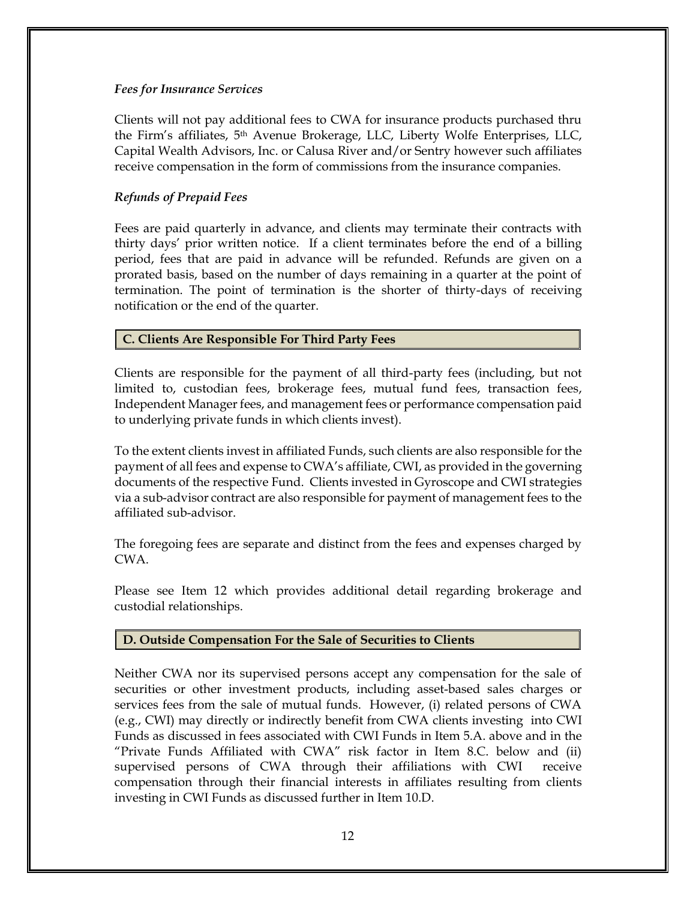*Fees for Insurance Services*

Clients will not pay additional fees to CWA for insurance products purchased thru the Firm's affiliates, 5th Avenue Brokerage, LLC, Liberty Wolfe Enterprises, LLC, Capital Wealth Advisors, Inc. or Calusa River and/or Sentry however such affiliates receive compensation in the form of commissions from the insurance companies.

*Refunds of Prepaid Fees*

Fees are paid quarterly in advance, and clients may terminate their contracts with thirty days' prior written notice. If a client terminates before the end of a billing period, fees that are paid in advance will be refunded. Refunds are given on a prorated basis, based on the number of days remaining in a quarter at the point of termination. The point of termination is the shorter of thirty-days of receiving notification or the end of the quarter.

### C. Clients Are Responsible For Third Party Fees

Clients are responsible for the payment of all third-party fees (including, but not limited to, custodian fees, brokerage fees, mutual fund fees, transaction fees, Independent Manager fees, and management fees or performance compensation paid to underlying private funds in which clients invest).

To the extent clients invest in affiliated Funds, such clients are also responsible for the payment of all fees and expense to CWA's affiliate, CWI, as provided in the governing documents of the respective Fund. Clients invested in Gyroscope and CWI strategies via a sub-advisor contract are also responsible for payment of management fees to the affiliated sub-advisor.

The foregoing fees are separate and distinct from the fees and expenses charged by CWA.

Please see Item 12 which provides additional detail regarding brokerage and custodial relationships.

### D. Outside Compensation For the Sale of Securities to Clients

Neither CWA nor its supervised persons accept any compensation for the sale of securities or other investment products, including asset-based sales charges or services fees from the sale of mutual funds. However, (i) related persons of CWA (e.g., CWI) may directly or indirectly benefit from CWA clients investing into CWI Funds as discussed in fees associated with CWI Funds in Item 5.A. above and in the "Private Funds Affiliated with CWA" risk factor in Item 8.C. below and (ii) supervised persons of CWA through their affiliations with CWI receive compensation through their financial interests in affiliates resulting from clients investing in CWI Funds as discussed further in Item 10.D.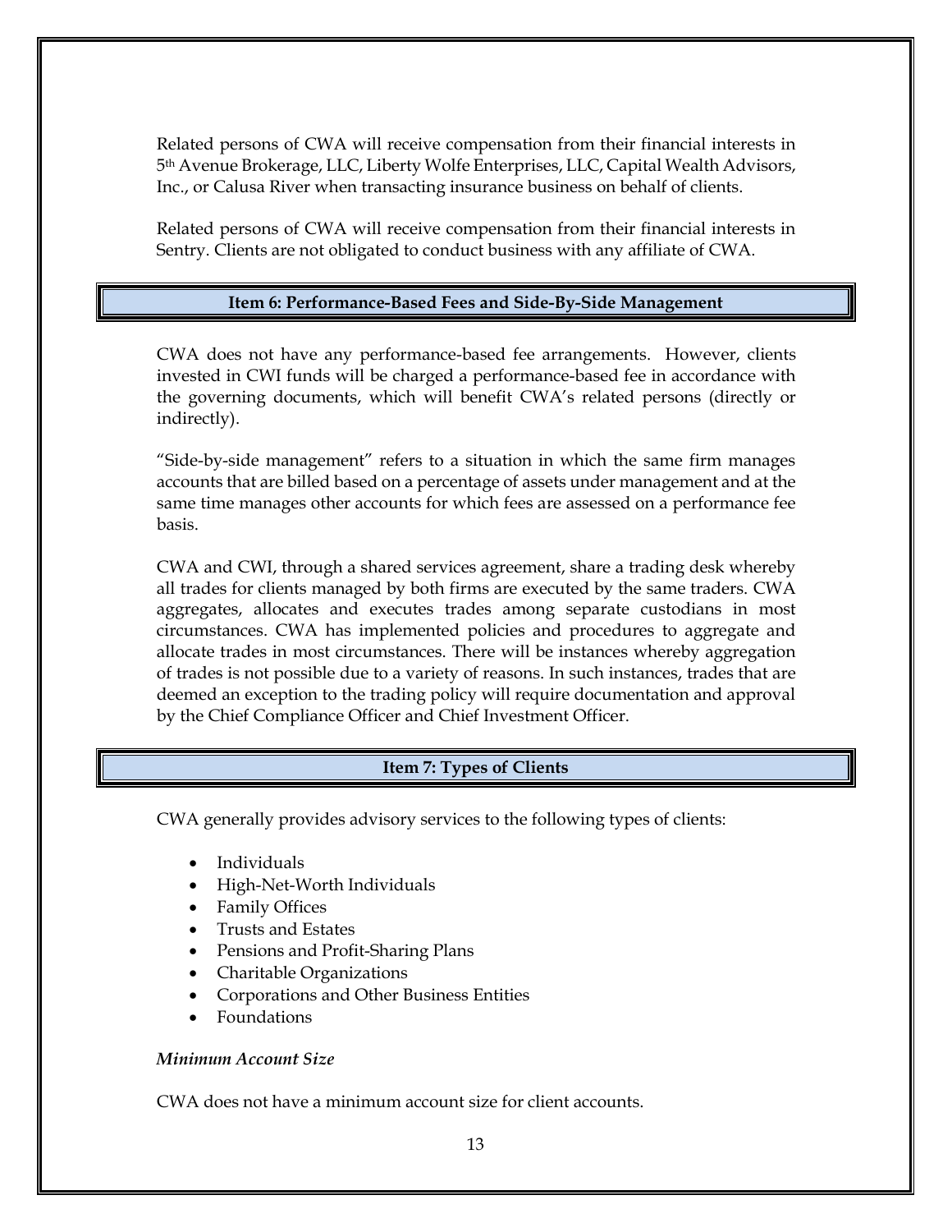Related persons of CWA will receive compensation from their financial interests in 5th Avenue Brokerage, LLC, Liberty Wolfe Enterprises, LLC, Capital Wealth Advisors, Inc., or Calusa River when transacting insurance business on behalf of clients.

Related persons of CWA will receive compensation from their financial interests in Sentry. Clients are not obligated to conduct business with any affiliate of CWA.

## Item 6: Performance-Based Fees and Side-By-Side Management

CWA does not have any performance-based fee arrangements. However, clients invested in CWI funds will be charged a performance-based fee in accordance with the governing documents, which will benefit CWA's related persons (directly or indirectly).

"Side-by-side management" refers to a situation in which the same firm manages accounts that are billed based on a percentage of assets under management and at the same time manages other accounts for which fees are assessed on a performance fee basis.

CWA and CWI, through a shared services agreement, share a trading desk whereby all trades for clients managed by both firms are executed by the same traders. CWA aggregates, allocates and executes trades among separate custodians in most circumstances. CWA has implemented policies and procedures to aggregate and allocate trades in most circumstances. There will be instances whereby aggregation of trades is not possible due to a variety of reasons. In such instances, trades that are deemed an exception to the trading policy will require documentation and approval by the Chief Compliance Officer and Chief Investment Officer.

## Item 7: Types of Clients

CWA generally provides advisory services to the following types of clients:

- Individuals
- High-Net-Worth Individuals
- Family Offices
- Trusts and Estates
- Pensions and Profit-Sharing Plans
- Charitable Organizations
- Corporations and Other Business Entities
- Foundations

*Minimum Account Size*

CWA does not have a minimum account size for client accounts.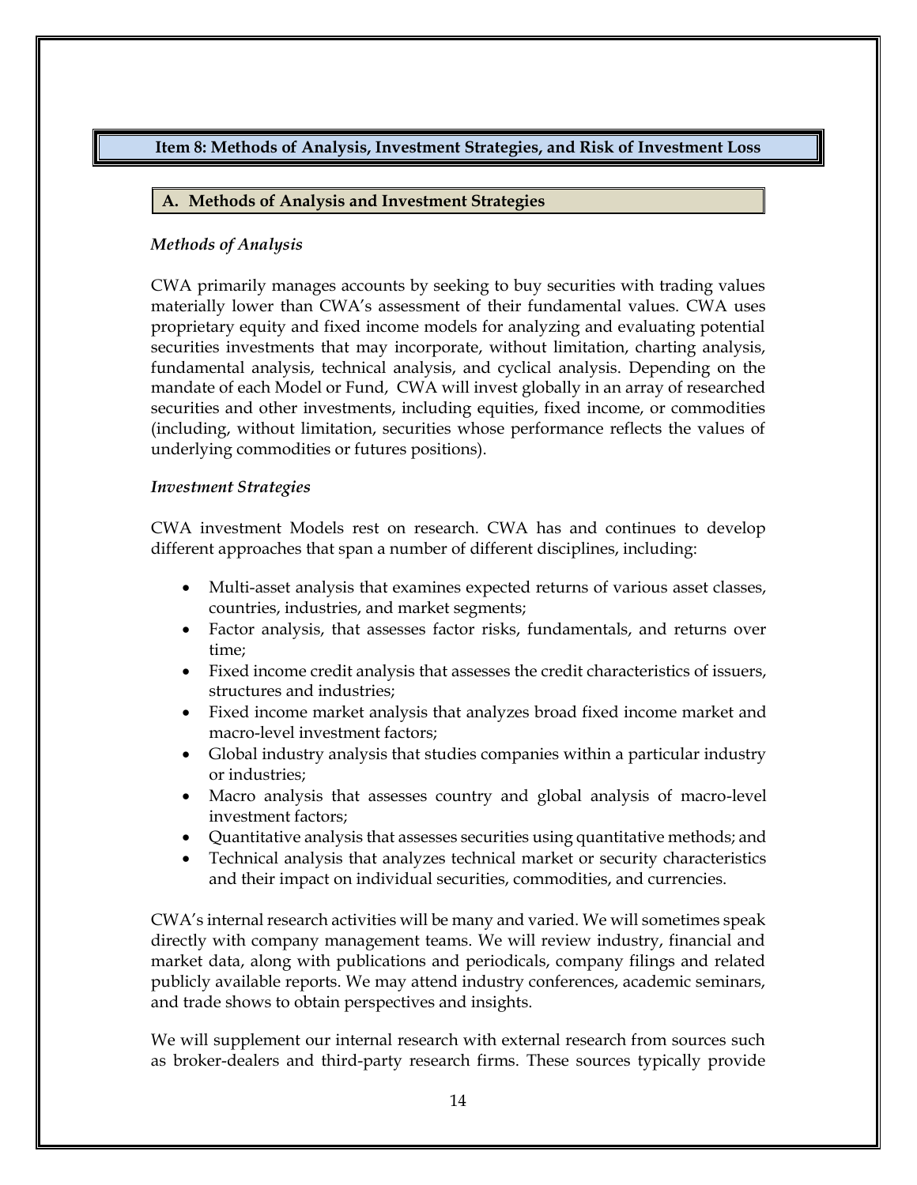## Item 8: Methods of Analysis, Investment Strategies, and Risk of Investment Loss

### A. Methods of Analysis and Investment Strategies

*Methods of Analysis*

CWA primarily manages accounts by seeking to buy securities with trading values materially lower than CWA's assessment of their fundamental values. CWA uses proprietary equity and fixed income models for analyzing and evaluating potential securities investments that may incorporate, without limitation, charting analysis, fundamental analysis, technical analysis, and cyclical analysis. Depending on the mandate of each Model or Fund, CWA will invest globally in an array of researched securities and other investments, including equities, fixed income, or commodities (including, without limitation, securities whose performance reflects the values of underlying commodities or futures positions).

*Investment Strategies*

CWA investment Models rest on research. CWA has and continues to develop different approaches that span a number of different disciplines, including:

- Multi-asset analysis that examines expected returns of various asset classes, countries, industries, and market segments;
- Factor analysis, that assesses factor risks, fundamentals, and returns over time;
- Fixed income credit analysis that assesses the credit characteristics of issuers, structures and industries;
- Fixed income market analysis that analyzes broad fixed income market and macro-level investment factors;
- Global industry analysis that studies companies within a particular industry or industries;
- Macro analysis that assesses country and global analysis of macro-level investment factors;
- Quantitative analysis that assesses securities using quantitative methods; and
- Technical analysis that analyzes technical market or security characteristics and their impact on individual securities, commodities, and currencies.

CWA's internal research activities will be many and varied. We will sometimes speak directly with company management teams. We will review industry, financial and market data, along with publications and periodicals, company filings and related publicly available reports. We may attend industry conferences, academic seminars, and trade shows to obtain perspectives and insights.

We will supplement our internal research with external research from sources such as broker-dealers and third-party research firms. These sources typically provide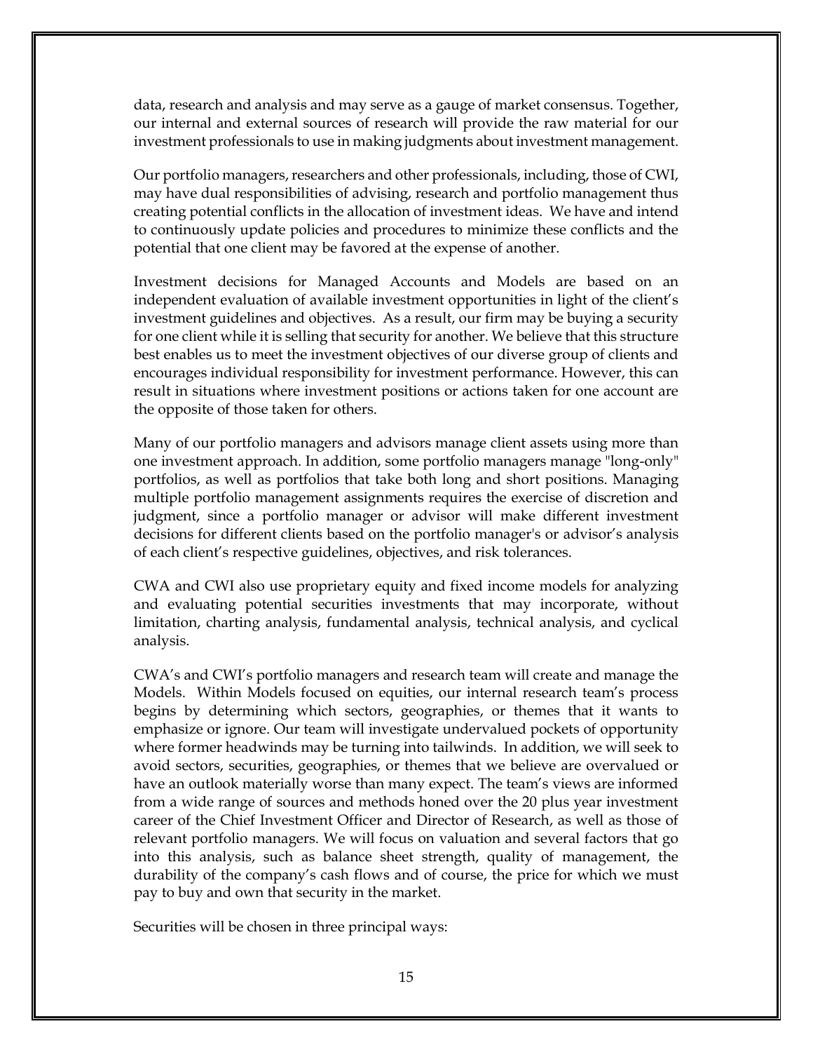data, research and analysis and may serve as a gauge of market consensus. Together, our internal and external sources of research will provide the raw material for our investment professionals to use in making judgments about investment management.

Our portfolio managers, researchers and other professionals, including, those of CWI, may have dual responsibilities of advising, research and portfolio management thus creating potential conflicts in the allocation of investment ideas. We have and intend to continuously update policies and procedures to minimize these conflicts and the potential that one client may be favored at the expense of another.

Investment decisions for Managed Accounts and Models are based on an independent evaluation of available investment opportunities in light of the client's investment guidelines and objectives. As a result, our firm may be buying a security for one client while it is selling that security for another. We believe that this structure best enables us to meet the investment objectives of our diverse group of clients and encourages individual responsibility for investment performance. However, this can result in situations where investment positions or actions taken for one account are the opposite of those taken for others.

Many of our portfolio managers and advisors manage client assets using more than one investment approach. In addition, some portfolio managers manage "long-only" portfolios, as well as portfolios that take both long and short positions. Managing multiple portfolio management assignments requires the exercise of discretion and judgment, since a portfolio manager or advisor will make different investment decisions for different clients based on the portfolio manager's or advisor's analysis of each client's respective guidelines, objectives, and risk tolerances.

CWA and CWI also use proprietary equity and fixed income models for analyzing and evaluating potential securities investments that may incorporate, without limitation, charting analysis, fundamental analysis, technical analysis, and cyclical analysis.

CWA's and CWI's portfolio managers and research team will create and manage the Models. Within Models focused on equities, our internal research team's process begins by determining which sectors, geographies, or themes that it wants to emphasize or ignore. Our team will investigate undervalued pockets of opportunity where former headwinds may be turning into tailwinds. In addition, we will seek to avoid sectors, securities, geographies, or themes that we believe are overvalued or have an outlook materially worse than many expect. The team's views are informed from a wide range of sources and methods honed over the 20 plus year investment career of the Chief Investment Officer and Director of Research, as well as those of relevant portfolio managers. We will focus on valuation and several factors that go into this analysis, such as balance sheet strength, quality of management, the durability of the company's cash flows and of course, the price for which we must pay to buy and own that security in the market.

Securities will be chosen in three principal ways: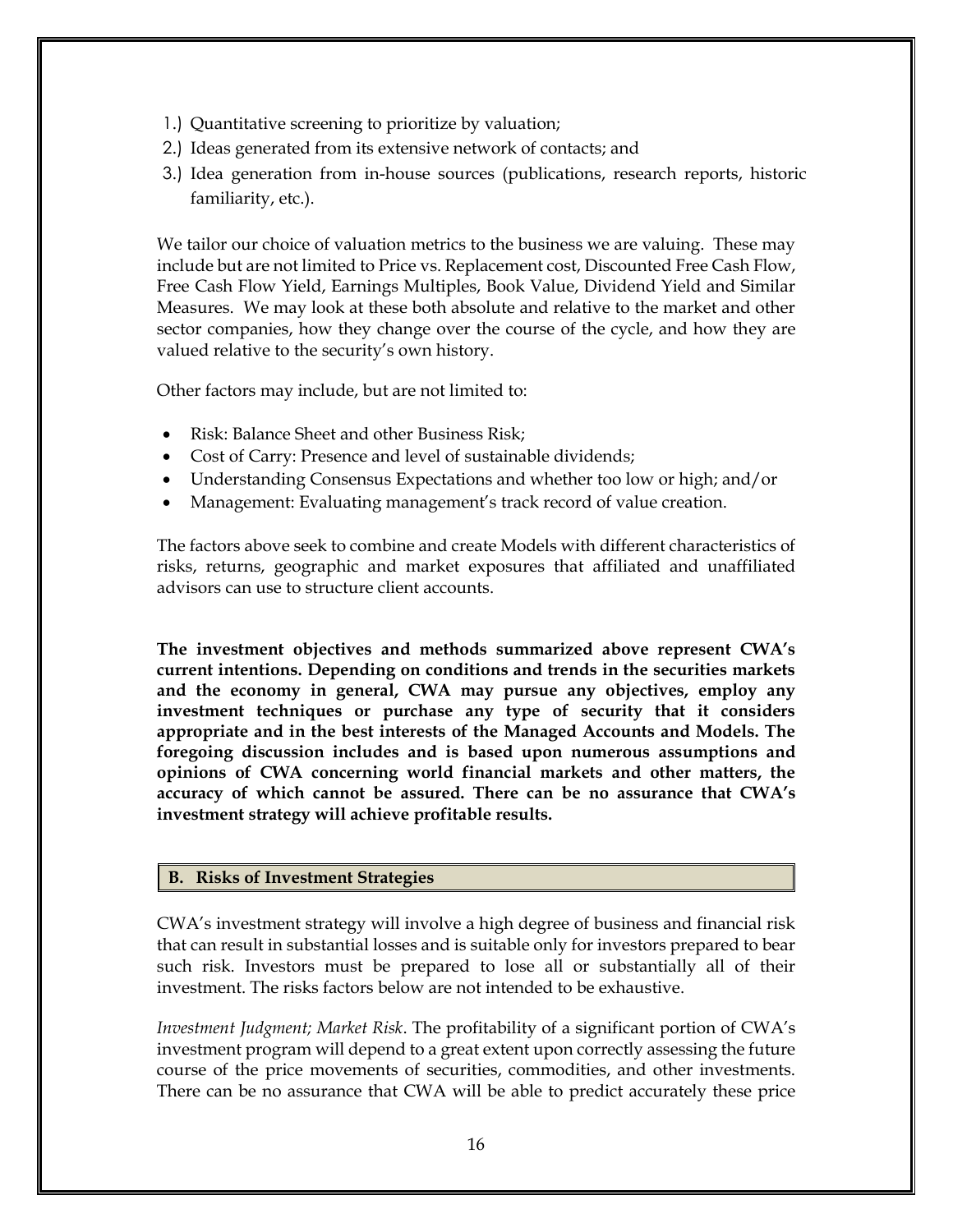1.) Quantitative screening to prioritize by valuation;
2.) Ideas generated from its extensive network of contacts; and
3.) Idea generation from in-house sources (publications, research reports, historic familiarity, etc.).

We tailor our choice of valuation metrics to the business we are valuing. These may include but are not limited to Price vs. Replacement cost, Discounted Free Cash Flow, Free Cash Flow Yield, Earnings Multiples, Book Value, Dividend Yield and Similar Measures. We may look at these both absolute and relative to the market and other sector companies, how they change over the course of the cycle, and how they are valued relative to the security's own history.

Other factors may include, but are not limited to:

- Risk: Balance Sheet and other Business Risk;
- Cost of Carry: Presence and level of sustainable dividends;
- Understanding Consensus Expectations and whether too low or high; and/or
- Management: Evaluating management's track record of value creation.

The factors above seek to combine and create Models with different characteristics of risks, returns, geographic and market exposures that affiliated and unaffiliated advisors can use to structure client accounts.

**The investment objectives and methods summarized above represent CWA's current intentions. Depending on conditions and trends in the securities markets and the economy in general, CWA may pursue any objectives, employ any investment techniques or purchase any type of security that it considers appropriate and in the best interests of the Managed Accounts and Models. The foregoing discussion includes and is based upon numerous assumptions and opinions of CWA concerning world financial markets and other matters, the accuracy of which cannot be assured. There can be no assurance that CWA's investment strategy will achieve profitable results.**

## B. Risks of Investment Strategies

CWA's investment strategy will involve a high degree of business and financial risk that can result in substantial losses and is suitable only for investors prepared to bear such risk. Investors must be prepared to lose all or substantially all of their investment. The risks factors below are not intended to be exhaustive.

*Investment Judgment; Market Risk*. The profitability of a significant portion of CWA's investment program will depend to a great extent upon correctly assessing the future course of the price movements of securities, commodities, and other investments. There can be no assurance that CWA will be able to predict accurately these price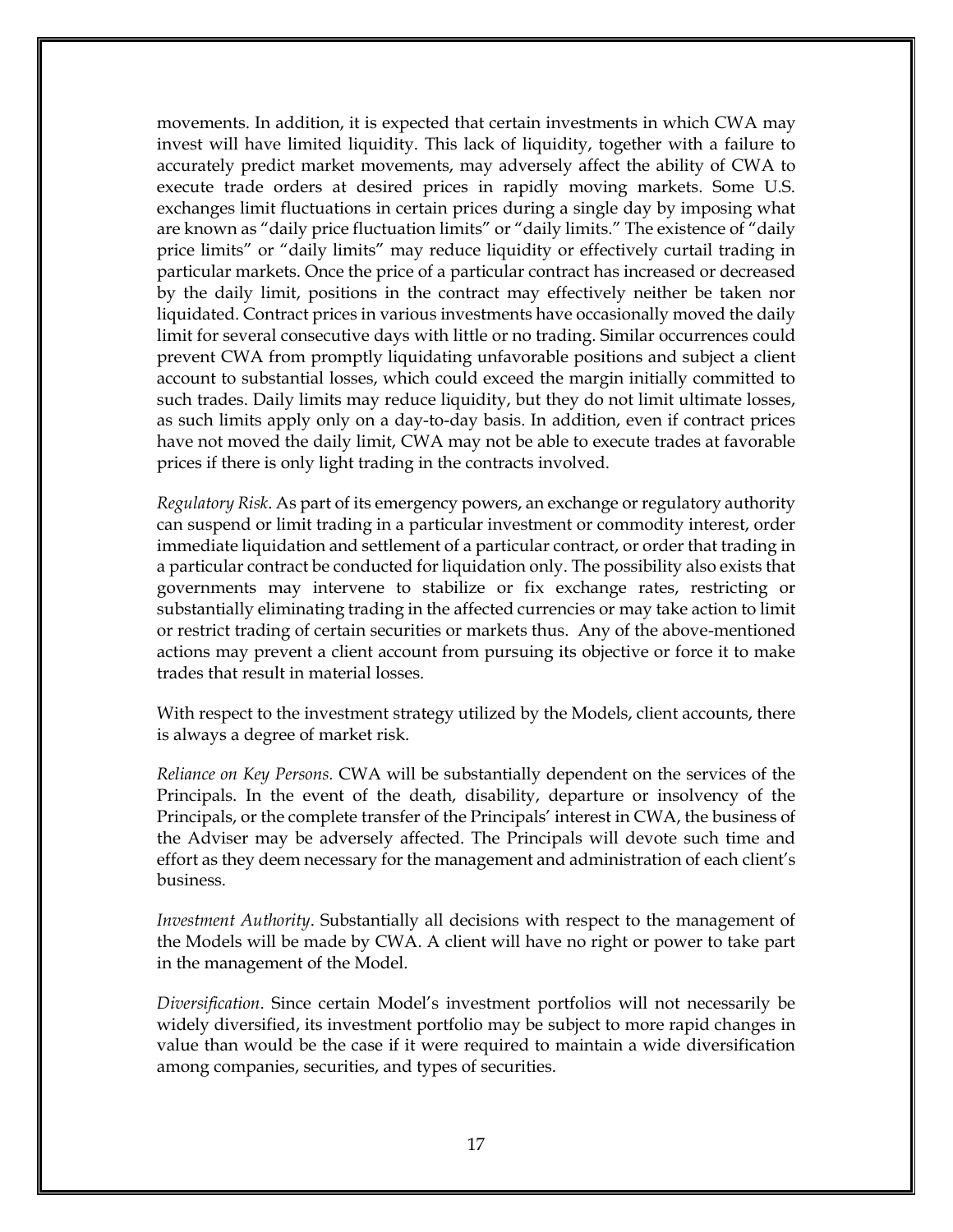movements. In addition, it is expected that certain investments in which CWA may invest will have limited liquidity. This lack of liquidity, together with a failure to accurately predict market movements, may adversely affect the ability of CWA to execute trade orders at desired prices in rapidly moving markets. Some U.S. exchanges limit fluctuations in certain prices during a single day by imposing what are known as "daily price fluctuation limits" or "daily limits." The existence of "daily price limits" or "daily limits" may reduce liquidity or effectively curtail trading in particular markets. Once the price of a particular contract has increased or decreased by the daily limit, positions in the contract may effectively neither be taken nor liquidated. Contract prices in various investments have occasionally moved the daily limit for several consecutive days with little or no trading. Similar occurrences could prevent CWA from promptly liquidating unfavorable positions and subject a client account to substantial losses, which could exceed the margin initially committed to such trades. Daily limits may reduce liquidity, but they do not limit ultimate losses, as such limits apply only on a day-to-day basis. In addition, even if contract prices have not moved the daily limit, CWA may not be able to execute trades at favorable prices if there is only light trading in the contracts involved.

*Regulatory Risk*. As part of its emergency powers, an exchange or regulatory authority can suspend or limit trading in a particular investment or commodity interest, order immediate liquidation and settlement of a particular contract, or order that trading in a particular contract be conducted for liquidation only. The possibility also exists that governments may intervene to stabilize or fix exchange rates, restricting or substantially eliminating trading in the affected currencies or may take action to limit or restrict trading of certain securities or markets thus. Any of the above-mentioned actions may prevent a client account from pursuing its objective or force it to make trades that result in material losses.

With respect to the investment strategy utilized by the Models, client accounts, there is always a degree of market risk.

*Reliance on Key Persons*. CWA will be substantially dependent on the services of the Principals. In the event of the death, disability, departure or insolvency of the Principals, or the complete transfer of the Principals' interest in CWA, the business of the Adviser may be adversely affected. The Principals will devote such time and effort as they deem necessary for the management and administration of each client's business.

*Investment Authority*. Substantially all decisions with respect to the management of the Models will be made by CWA. A client will have no right or power to take part in the management of the Model.

*Diversification*. Since certain Model's investment portfolios will not necessarily be widely diversified, its investment portfolio may be subject to more rapid changes in value than would be the case if it were required to maintain a wide diversification among companies, securities, and types of securities.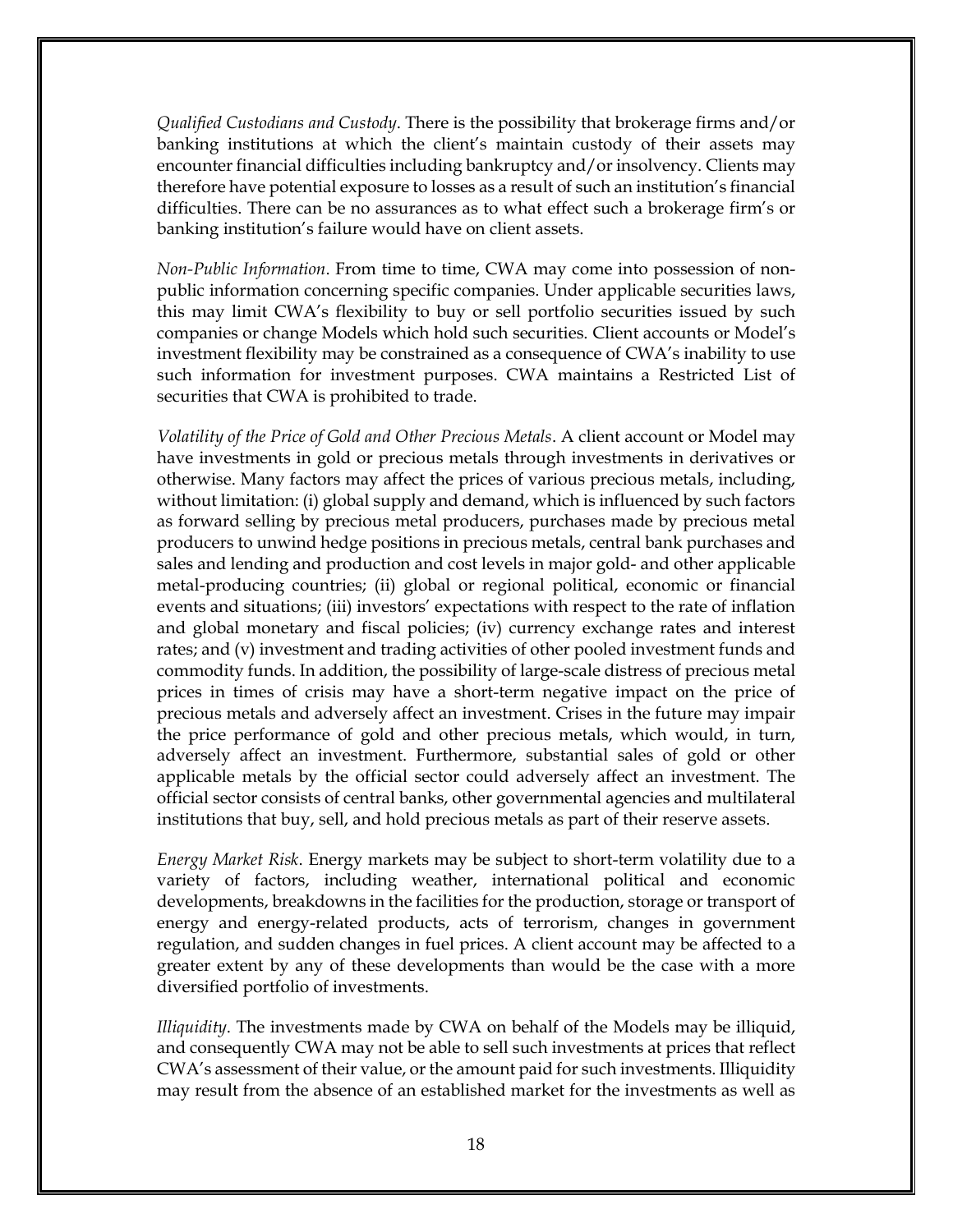*Qualified Custodians and Custody*. There is the possibility that brokerage firms and/or banking institutions at which the client's maintain custody of their assets may encounter financial difficulties including bankruptcy and/or insolvency. Clients may therefore have potential exposure to losses as a result of such an institution's financial difficulties. There can be no assurances as to what effect such a brokerage firm's or banking institution's failure would have on client assets.

*Non-Public Information*. From time to time, CWA may come into possession of non-public information concerning specific companies. Under applicable securities laws, this may limit CWA's flexibility to buy or sell portfolio securities issued by such companies or change Models which hold such securities. Client accounts or Model's investment flexibility may be constrained as a consequence of CWA's inability to use such information for investment purposes. CWA maintains a Restricted List of securities that CWA is prohibited to trade.

*Volatility of the Price of Gold and Other Precious Metals*. A client account or Model may have investments in gold or precious metals through investments in derivatives or otherwise. Many factors may affect the prices of various precious metals, including, without limitation: (i) global supply and demand, which is influenced by such factors as forward selling by precious metal producers, purchases made by precious metal producers to unwind hedge positions in precious metals, central bank purchases and sales and lending and production and cost levels in major gold- and other applicable metal-producing countries; (ii) global or regional political, economic or financial events and situations; (iii) investors' expectations with respect to the rate of inflation and global monetary and fiscal policies; (iv) currency exchange rates and interest rates; and (v) investment and trading activities of other pooled investment funds and commodity funds. In addition, the possibility of large-scale distress of precious metal prices in times of crisis may have a short-term negative impact on the price of precious metals and adversely affect an investment. Crises in the future may impair the price performance of gold and other precious metals, which would, in turn, adversely affect an investment. Furthermore, substantial sales of gold or other applicable metals by the official sector could adversely affect an investment. The official sector consists of central banks, other governmental agencies and multilateral institutions that buy, sell, and hold precious metals as part of their reserve assets.

*Energy Market Risk*. Energy markets may be subject to short-term volatility due to a variety of factors, including weather, international political and economic developments, breakdowns in the facilities for the production, storage or transport of energy and energy-related products, acts of terrorism, changes in government regulation, and sudden changes in fuel prices. A client account may be affected to a greater extent by any of these developments than would be the case with a more diversified portfolio of investments.

*Illiquidity*. The investments made by CWA on behalf of the Models may be illiquid, and consequently CWA may not be able to sell such investments at prices that reflect CWA's assessment of their value, or the amount paid for such investments. Illiquidity may result from the absence of an established market for the investments as well as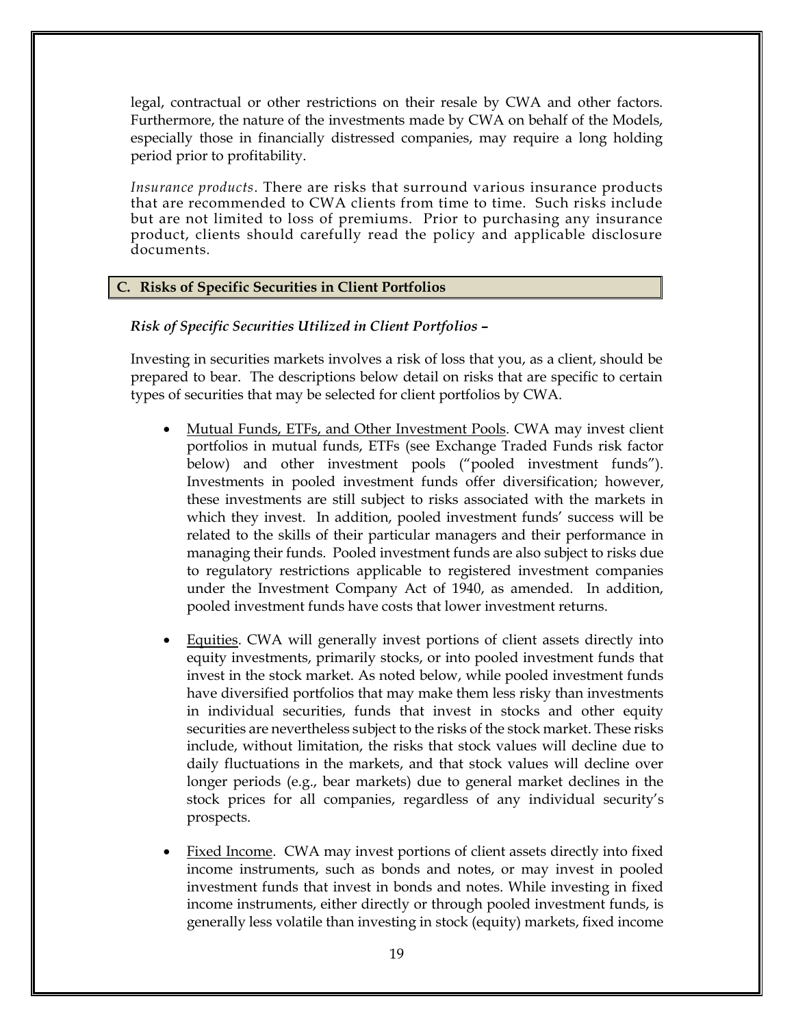legal, contractual or other restrictions on their resale by CWA and other factors. Furthermore, the nature of the investments made by CWA on behalf of the Models, especially those in financially distressed companies, may require a long holding period prior to profitability.

*Insurance products*. There are risks that surround various insurance products that are recommended to CWA clients from time to time. Such risks include but are not limited to loss of premiums. Prior to purchasing any insurance product, clients should carefully read the policy and applicable disclosure documents.

## C. Risks of Specific Securities in Client Portfolios

***Risk of Specific Securities Utilized in Client Portfolios –***

Investing in securities markets involves a risk of loss that you, as a client, should be prepared to bear. The descriptions below detail on risks that are specific to certain types of securities that may be selected for client portfolios by CWA.

- Mutual Funds, ETFs, and Other Investment Pools. CWA may invest client portfolios in mutual funds, ETFs (see Exchange Traded Funds risk factor below) and other investment pools ("pooled investment funds"). Investments in pooled investment funds offer diversification; however, these investments are still subject to risks associated with the markets in which they invest. In addition, pooled investment funds' success will be related to the skills of their particular managers and their performance in managing their funds. Pooled investment funds are also subject to risks due to regulatory restrictions applicable to registered investment companies under the Investment Company Act of 1940, as amended. In addition, pooled investment funds have costs that lower investment returns.

- Equities. CWA will generally invest portions of client assets directly into equity investments, primarily stocks, or into pooled investment funds that invest in the stock market. As noted below, while pooled investment funds have diversified portfolios that may make them less risky than investments in individual securities, funds that invest in stocks and other equity securities are nevertheless subject to the risks of the stock market. These risks include, without limitation, the risks that stock values will decline due to daily fluctuations in the markets, and that stock values will decline over longer periods (e.g., bear markets) due to general market declines in the stock prices for all companies, regardless of any individual security's prospects.

- Fixed Income. CWA may invest portions of client assets directly into fixed income instruments, such as bonds and notes, or may invest in pooled investment funds that invest in bonds and notes. While investing in fixed income instruments, either directly or through pooled investment funds, is generally less volatile than investing in stock (equity) markets, fixed income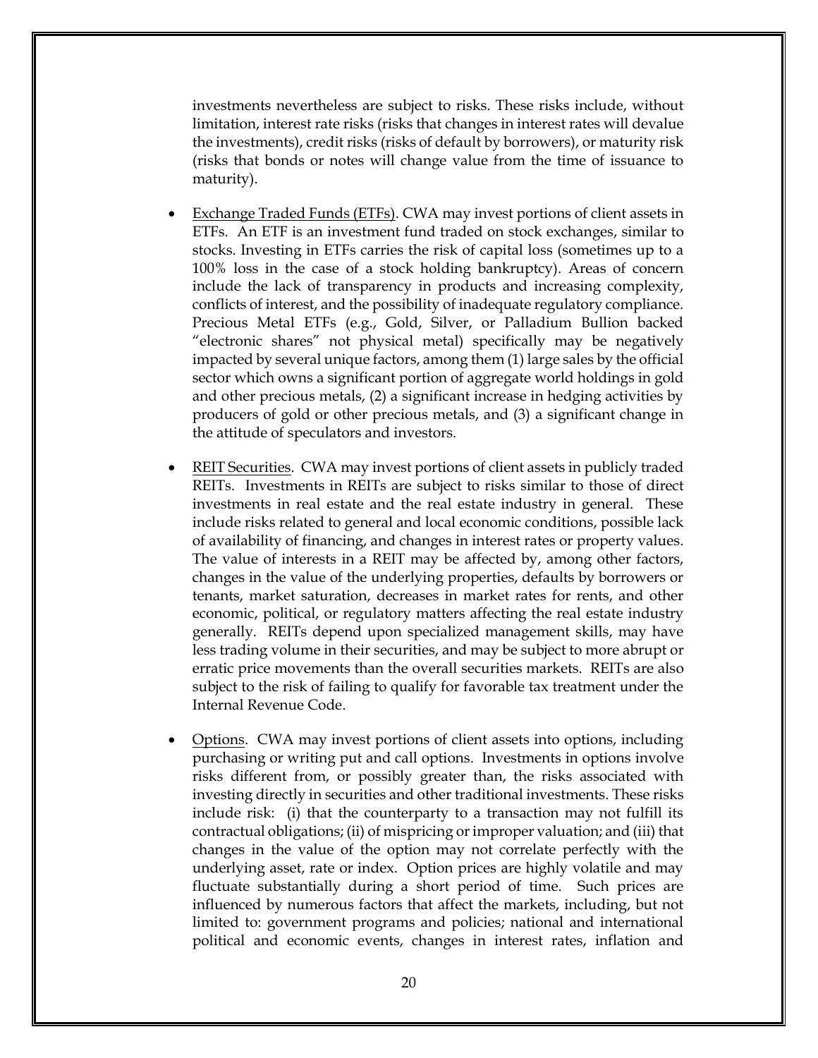investments nevertheless are subject to risks. These risks include, without limitation, interest rate risks (risks that changes in interest rates will devalue the investments), credit risks (risks of default by borrowers), or maturity risk (risks that bonds or notes will change value from the time of issuance to maturity).

- <u>Exchange Traded Funds (ETFs)</u>. CWA may invest portions of client assets in ETFs. An ETF is an investment fund traded on stock exchanges, similar to stocks. Investing in ETFs carries the risk of capital loss (sometimes up to a 100% loss in the case of a stock holding bankruptcy). Areas of concern include the lack of transparency in products and increasing complexity, conflicts of interest, and the possibility of inadequate regulatory compliance. Precious Metal ETFs (e.g., Gold, Silver, or Palladium Bullion backed "electronic shares" not physical metal) specifically may be negatively impacted by several unique factors, among them (1) large sales by the official sector which owns a significant portion of aggregate world holdings in gold and other precious metals, (2) a significant increase in hedging activities by producers of gold or other precious metals, and (3) a significant change in the attitude of speculators and investors.

- <u>REIT Securities</u>. CWA may invest portions of client assets in publicly traded REITs. Investments in REITs are subject to risks similar to those of direct investments in real estate and the real estate industry in general. These include risks related to general and local economic conditions, possible lack of availability of financing, and changes in interest rates or property values. The value of interests in a REIT may be affected by, among other factors, changes in the value of the underlying properties, defaults by borrowers or tenants, market saturation, decreases in market rates for rents, and other economic, political, or regulatory matters affecting the real estate industry generally. REITs depend upon specialized management skills, may have less trading volume in their securities, and may be subject to more abrupt or erratic price movements than the overall securities markets. REITs are also subject to the risk of failing to qualify for favorable tax treatment under the Internal Revenue Code.

- <u>Options</u>. CWA may invest portions of client assets into options, including purchasing or writing put and call options. Investments in options involve risks different from, or possibly greater than, the risks associated with investing directly in securities and other traditional investments. These risks include risk: (i) that the counterparty to a transaction may not fulfill its contractual obligations; (ii) of mispricing or improper valuation; and (iii) that changes in the value of the option may not correlate perfectly with the underlying asset, rate or index. Option prices are highly volatile and may fluctuate substantially during a short period of time. Such prices are influenced by numerous factors that affect the markets, including, but not limited to: government programs and policies; national and international political and economic events, changes in interest rates, inflation and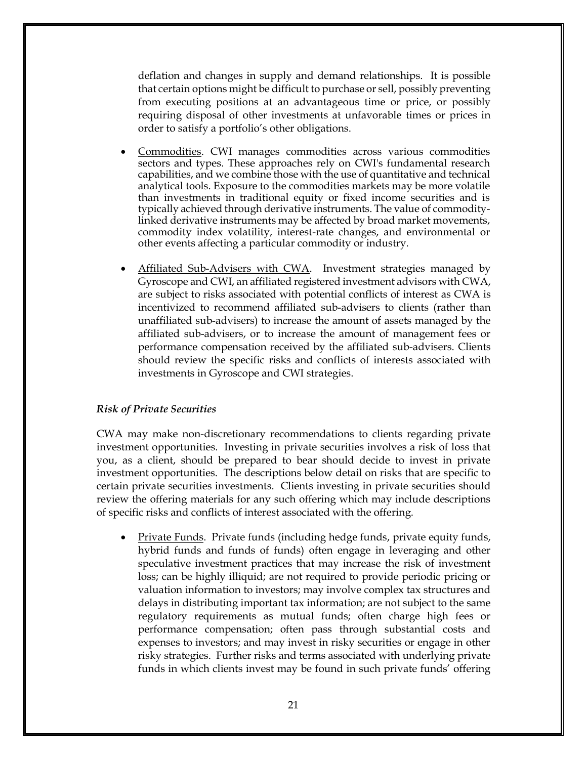deflation and changes in supply and demand relationships. It is possible that certain options might be difficult to purchase or sell, possibly preventing from executing positions at an advantageous time or price, or possibly requiring disposal of other investments at unfavorable times or prices in order to satisfy a portfolio's other obligations.

- Commodities. CWI manages commodities across various commodities sectors and types. These approaches rely on CWI's fundamental research capabilities, and we combine those with the use of quantitative and technical analytical tools. Exposure to the commodities markets may be more volatile than investments in traditional equity or fixed income securities and is typically achieved through derivative instruments. The value of commodity-linked derivative instruments may be affected by broad market movements, commodity index volatility, interest-rate changes, and environmental or other events affecting a particular commodity or industry.

- Affiliated Sub-Advisers with CWA. Investment strategies managed by Gyroscope and CWI, an affiliated registered investment advisors with CWA, are subject to risks associated with potential conflicts of interest as CWA is incentivized to recommend affiliated sub-advisers to clients (rather than unaffiliated sub-advisers) to increase the amount of assets managed by the affiliated sub-advisers, or to increase the amount of management fees or performance compensation received by the affiliated sub-advisers. Clients should review the specific risks and conflicts of interests associated with investments in Gyroscope and CWI strategies.

***Risk of Private Securities***

CWA may make non-discretionary recommendations to clients regarding private investment opportunities. Investing in private securities involves a risk of loss that you, as a client, should be prepared to bear should decide to invest in private investment opportunities. The descriptions below detail on risks that are specific to certain private securities investments. Clients investing in private securities should review the offering materials for any such offering which may include descriptions of specific risks and conflicts of interest associated with the offering.

- Private Funds. Private funds (including hedge funds, private equity funds, hybrid funds and funds of funds) often engage in leveraging and other speculative investment practices that may increase the risk of investment loss; can be highly illiquid; are not required to provide periodic pricing or valuation information to investors; may involve complex tax structures and delays in distributing important tax information; are not subject to the same regulatory requirements as mutual funds; often charge high fees or performance compensation; often pass through substantial costs and expenses to investors; and may invest in risky securities or engage in other risky strategies. Further risks and terms associated with underlying private funds in which clients invest may be found in such private funds' offering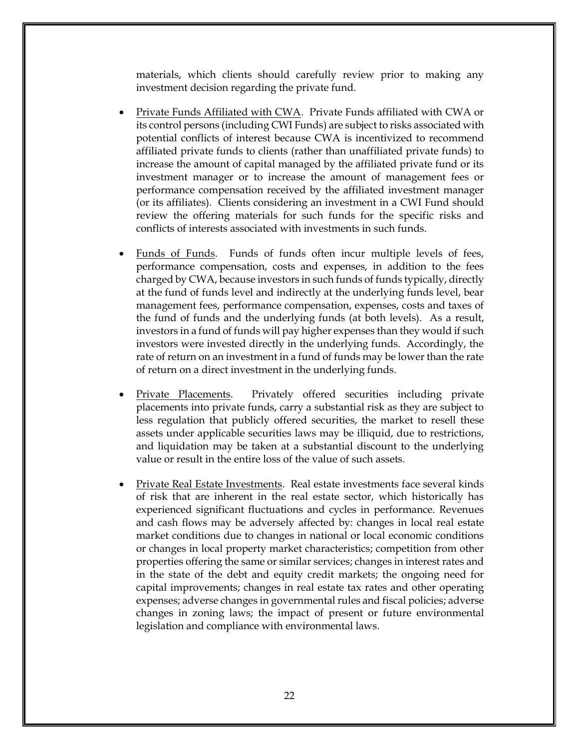materials, which clients should carefully review prior to making any investment decision regarding the private fund.

- Private Funds Affiliated with CWA. Private Funds affiliated with CWA or its control persons (including CWI Funds) are subject to risks associated with potential conflicts of interest because CWA is incentivized to recommend affiliated private funds to clients (rather than unaffiliated private funds) to increase the amount of capital managed by the affiliated private fund or its investment manager or to increase the amount of management fees or performance compensation received by the affiliated investment manager (or its affiliates). Clients considering an investment in a CWI Fund should review the offering materials for such funds for the specific risks and conflicts of interests associated with investments in such funds.

- Funds of Funds. Funds of funds often incur multiple levels of fees, performance compensation, costs and expenses, in addition to the fees charged by CWA, because investors in such funds of funds typically, directly at the fund of funds level and indirectly at the underlying funds level, bear management fees, performance compensation, expenses, costs and taxes of the fund of funds and the underlying funds (at both levels). As a result, investors in a fund of funds will pay higher expenses than they would if such investors were invested directly in the underlying funds. Accordingly, the rate of return on an investment in a fund of funds may be lower than the rate of return on a direct investment in the underlying funds.

- Private Placements. Privately offered securities including private placements into private funds, carry a substantial risk as they are subject to less regulation that publicly offered securities, the market to resell these assets under applicable securities laws may be illiquid, due to restrictions, and liquidation may be taken at a substantial discount to the underlying value or result in the entire loss of the value of such assets.

- Private Real Estate Investments. Real estate investments face several kinds of risk that are inherent in the real estate sector, which historically has experienced significant fluctuations and cycles in performance. Revenues and cash flows may be adversely affected by: changes in local real estate market conditions due to changes in national or local economic conditions or changes in local property market characteristics; competition from other properties offering the same or similar services; changes in interest rates and in the state of the debt and equity credit markets; the ongoing need for capital improvements; changes in real estate tax rates and other operating expenses; adverse changes in governmental rules and fiscal policies; adverse changes in zoning laws; the impact of present or future environmental legislation and compliance with environmental laws.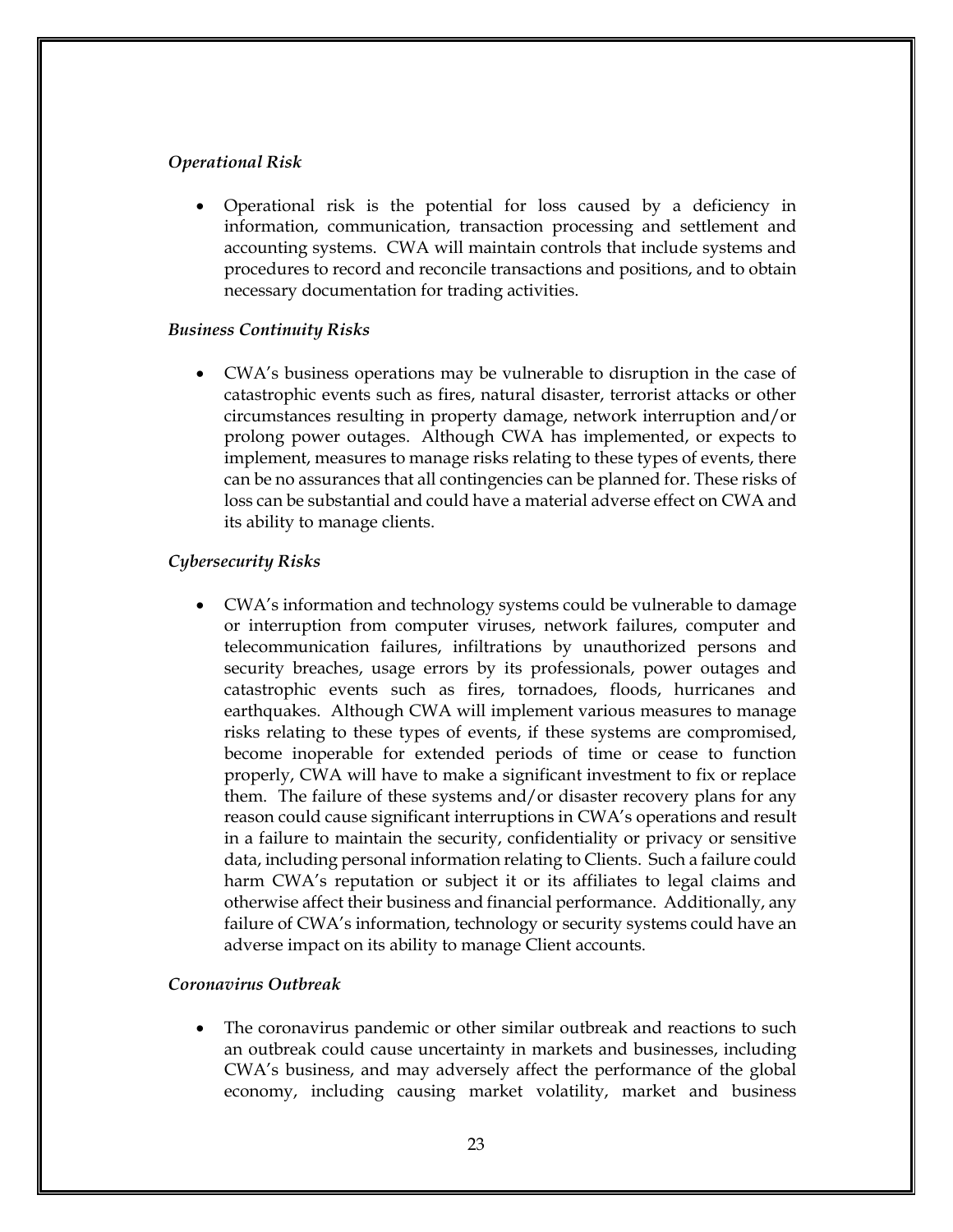*Operational Risk*

- Operational risk is the potential for loss caused by a deficiency in information, communication, transaction processing and settlement and accounting systems. CWA will maintain controls that include systems and procedures to record and reconcile transactions and positions, and to obtain necessary documentation for trading activities.

*Business Continuity Risks*

- CWA's business operations may be vulnerable to disruption in the case of catastrophic events such as fires, natural disaster, terrorist attacks or other circumstances resulting in property damage, network interruption and/or prolong power outages. Although CWA has implemented, or expects to implement, measures to manage risks relating to these types of events, there can be no assurances that all contingencies can be planned for. These risks of loss can be substantial and could have a material adverse effect on CWA and its ability to manage clients.

*Cybersecurity Risks*

- CWA's information and technology systems could be vulnerable to damage or interruption from computer viruses, network failures, computer and telecommunication failures, infiltrations by unauthorized persons and security breaches, usage errors by its professionals, power outages and catastrophic events such as fires, tornadoes, floods, hurricanes and earthquakes. Although CWA will implement various measures to manage risks relating to these types of events, if these systems are compromised, become inoperable for extended periods of time or cease to function properly, CWA will have to make a significant investment to fix or replace them. The failure of these systems and/or disaster recovery plans for any reason could cause significant interruptions in CWA's operations and result in a failure to maintain the security, confidentiality or privacy or sensitive data, including personal information relating to Clients. Such a failure could harm CWA's reputation or subject it or its affiliates to legal claims and otherwise affect their business and financial performance. Additionally, any failure of CWA's information, technology or security systems could have an adverse impact on its ability to manage Client accounts.

*Coronavirus Outbreak*

- The coronavirus pandemic or other similar outbreak and reactions to such an outbreak could cause uncertainty in markets and businesses, including CWA's business, and may adversely affect the performance of the global economy, including causing market volatility, market and business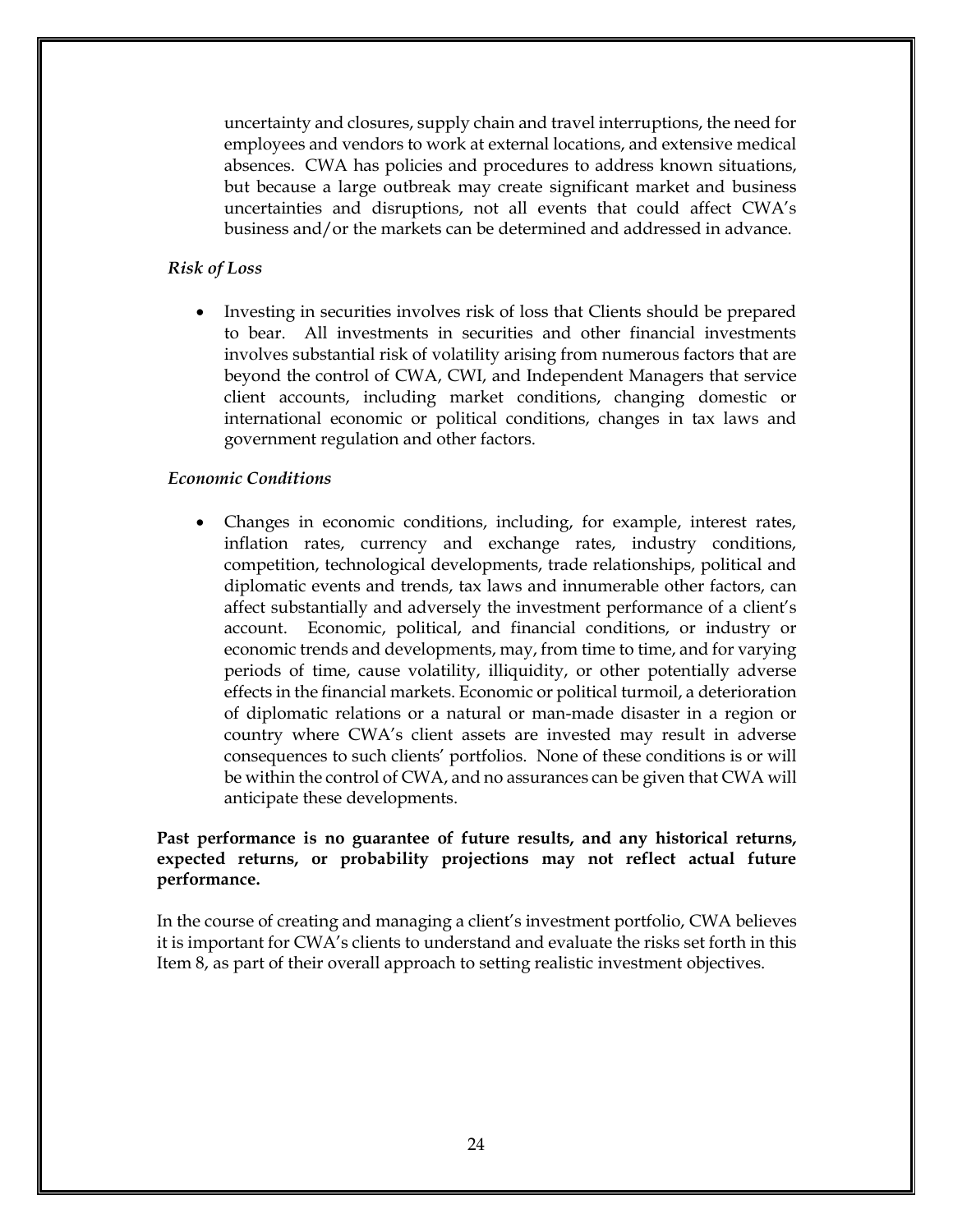uncertainty and closures, supply chain and travel interruptions, the need for employees and vendors to work at external locations, and extensive medical absences. CWA has policies and procedures to address known situations, but because a large outbreak may create significant market and business uncertainties and disruptions, not all events that could affect CWA's business and/or the markets can be determined and addressed in advance.

*Risk of Loss*

- Investing in securities involves risk of loss that Clients should be prepared to bear. All investments in securities and other financial investments involves substantial risk of volatility arising from numerous factors that are beyond the control of CWA, CWI, and Independent Managers that service client accounts, including market conditions, changing domestic or international economic or political conditions, changes in tax laws and government regulation and other factors.

*Economic Conditions*

- Changes in economic conditions, including, for example, interest rates, inflation rates, currency and exchange rates, industry conditions, competition, technological developments, trade relationships, political and diplomatic events and trends, tax laws and innumerable other factors, can affect substantially and adversely the investment performance of a client's account. Economic, political, and financial conditions, or industry or economic trends and developments, may, from time to time, and for varying periods of time, cause volatility, illiquidity, or other potentially adverse effects in the financial markets. Economic or political turmoil, a deterioration of diplomatic relations or a natural or man-made disaster in a region or country where CWA's client assets are invested may result in adverse consequences to such clients' portfolios. None of these conditions is or will be within the control of CWA, and no assurances can be given that CWA will anticipate these developments.

**Past performance is no guarantee of future results, and any historical returns, expected returns, or probability projections may not reflect actual future performance.**

In the course of creating and managing a client's investment portfolio, CWA believes it is important for CWA's clients to understand and evaluate the risks set forth in this Item 8, as part of their overall approach to setting realistic investment objectives.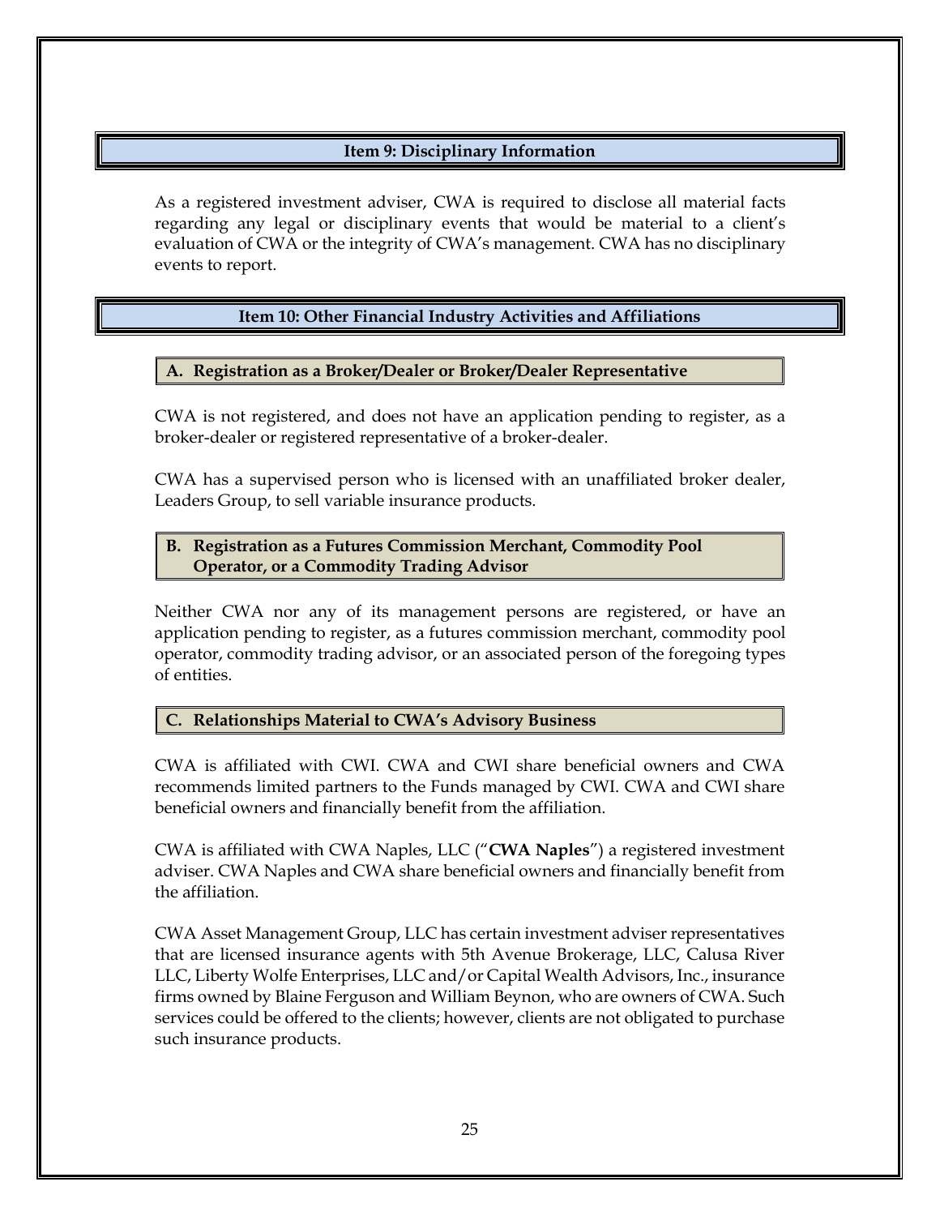## Item 9: Disciplinary Information

As a registered investment adviser, CWA is required to disclose all material facts regarding any legal or disciplinary events that would be material to a client's evaluation of CWA or the integrity of CWA's management. CWA has no disciplinary events to report.

## Item 10: Other Financial Industry Activities and Affiliations

### A. Registration as a Broker/Dealer or Broker/Dealer Representative

CWA is not registered, and does not have an application pending to register, as a broker-dealer or registered representative of a broker-dealer.

CWA has a supervised person who is licensed with an unaffiliated broker dealer, Leaders Group, to sell variable insurance products.

### B. Registration as a Futures Commission Merchant, Commodity Pool Operator, or a Commodity Trading Advisor

Neither CWA nor any of its management persons are registered, or have an application pending to register, as a futures commission merchant, commodity pool operator, commodity trading advisor, or an associated person of the foregoing types of entities.

### C. Relationships Material to CWA's Advisory Business

CWA is affiliated with CWI. CWA and CWI share beneficial owners and CWA recommends limited partners to the Funds managed by CWI. CWA and CWI share beneficial owners and financially benefit from the affiliation.

CWA is affiliated with CWA Naples, LLC ("**CWA Naples**") a registered investment adviser. CWA Naples and CWA share beneficial owners and financially benefit from the affiliation.

CWA Asset Management Group, LLC has certain investment adviser representatives that are licensed insurance agents with 5th Avenue Brokerage, LLC, Calusa River LLC, Liberty Wolfe Enterprises, LLC and/or Capital Wealth Advisors, Inc., insurance firms owned by Blaine Ferguson and William Beynon, who are owners of CWA. Such services could be offered to the clients; however, clients are not obligated to purchase such insurance products.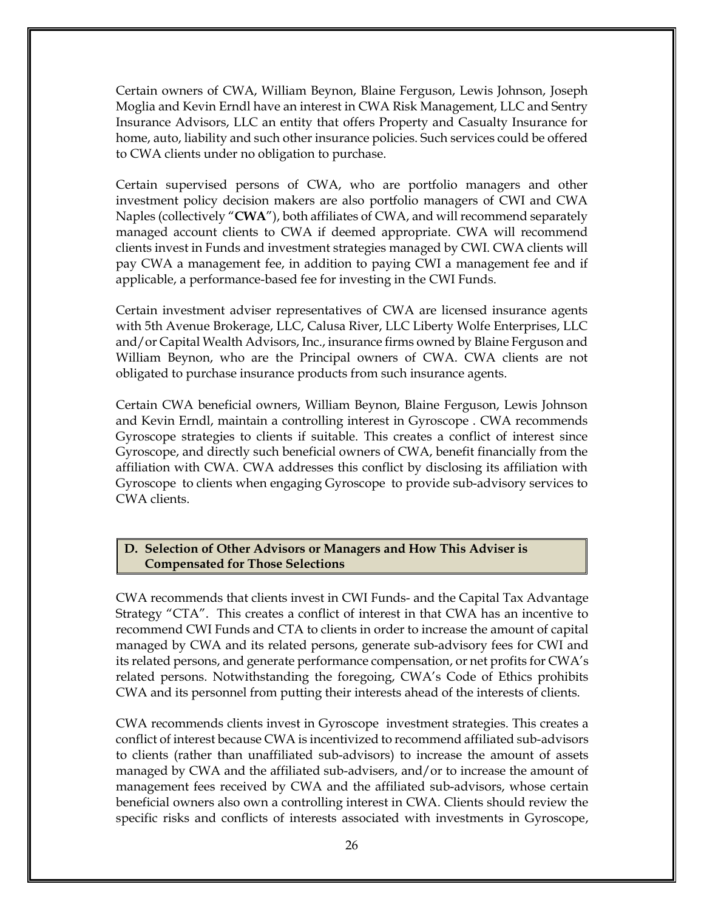Certain owners of CWA, William Beynon, Blaine Ferguson, Lewis Johnson, Joseph Moglia and Kevin Erndl have an interest in CWA Risk Management, LLC and Sentry Insurance Advisors, LLC an entity that offers Property and Casualty Insurance for home, auto, liability and such other insurance policies. Such services could be offered to CWA clients under no obligation to purchase.

Certain supervised persons of CWA, who are portfolio managers and other investment policy decision makers are also portfolio managers of CWI and CWA Naples (collectively "**CWA**"), both affiliates of CWA, and will recommend separately managed account clients to CWA if deemed appropriate. CWA will recommend clients invest in Funds and investment strategies managed by CWI. CWA clients will pay CWA a management fee, in addition to paying CWI a management fee and if applicable, a performance-based fee for investing in the CWI Funds.

Certain investment adviser representatives of CWA are licensed insurance agents with 5th Avenue Brokerage, LLC, Calusa River, LLC Liberty Wolfe Enterprises, LLC and/or Capital Wealth Advisors, Inc., insurance firms owned by Blaine Ferguson and William Beynon, who are the Principal owners of CWA. CWA clients are not obligated to purchase insurance products from such insurance agents.

Certain CWA beneficial owners, William Beynon, Blaine Ferguson, Lewis Johnson and Kevin Erndl, maintain a controlling interest in Gyroscope . CWA recommends Gyroscope strategies to clients if suitable. This creates a conflict of interest since Gyroscope, and directly such beneficial owners of CWA, benefit financially from the affiliation with CWA. CWA addresses this conflict by disclosing its affiliation with Gyroscope to clients when engaging Gyroscope to provide sub-advisory services to CWA clients.

### D. Selection of Other Advisors or Managers and How This Adviser is Compensated for Those Selections

CWA recommends that clients invest in CWI Funds- and the Capital Tax Advantage Strategy "CTA". This creates a conflict of interest in that CWA has an incentive to recommend CWI Funds and CTA to clients in order to increase the amount of capital managed by CWA and its related persons, generate sub-advisory fees for CWI and its related persons, and generate performance compensation, or net profits for CWA's related persons. Notwithstanding the foregoing, CWA's Code of Ethics prohibits CWA and its personnel from putting their interests ahead of the interests of clients.

CWA recommends clients invest in Gyroscope investment strategies. This creates a conflict of interest because CWA is incentivized to recommend affiliated sub-advisors to clients (rather than unaffiliated sub-advisors) to increase the amount of assets managed by CWA and the affiliated sub-advisers, and/or to increase the amount of management fees received by CWA and the affiliated sub-advisors, whose certain beneficial owners also own a controlling interest in CWA. Clients should review the specific risks and conflicts of interests associated with investments in Gyroscope,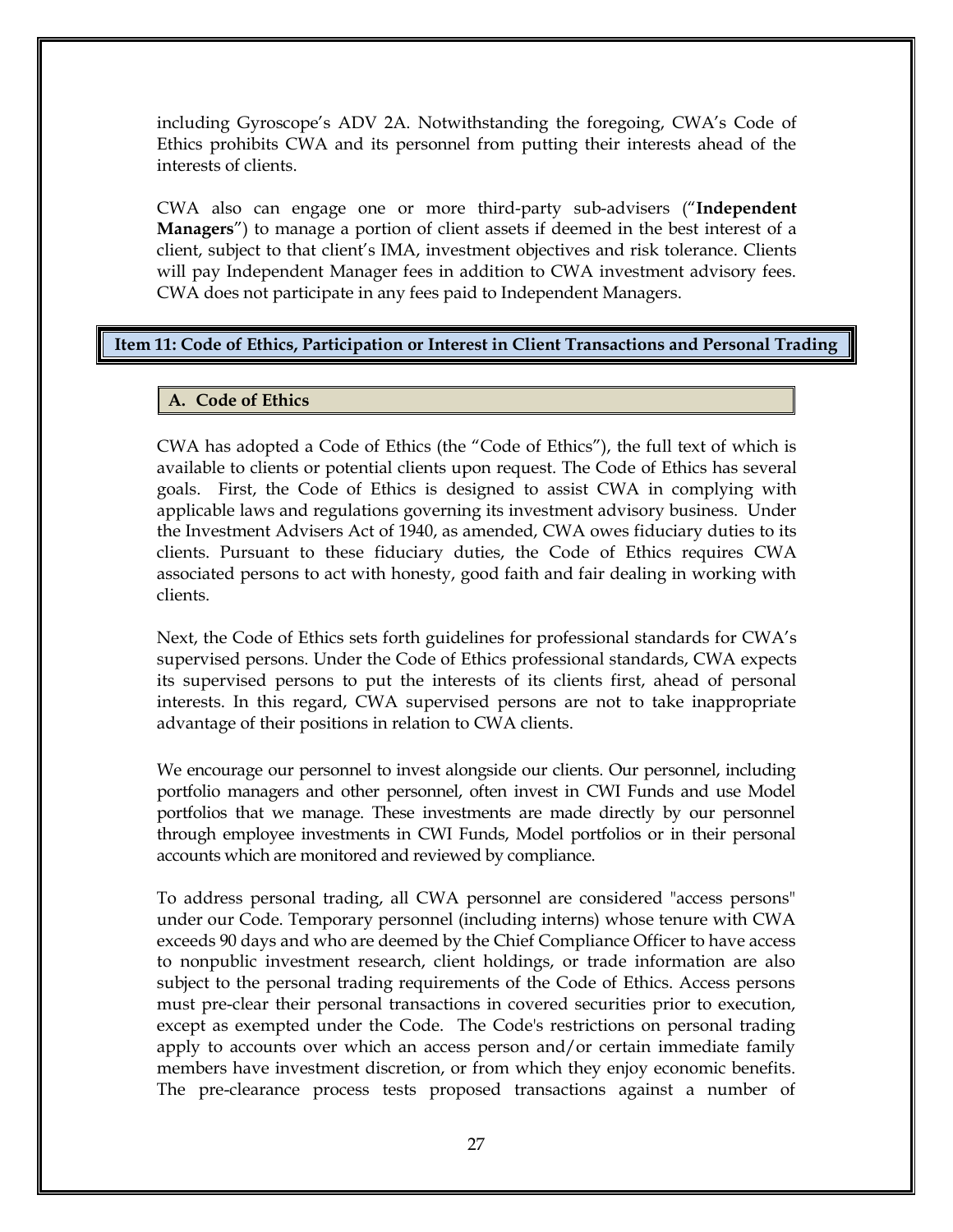including Gyroscope's ADV 2A. Notwithstanding the foregoing, CWA's Code of Ethics prohibits CWA and its personnel from putting their interests ahead of the interests of clients.

CWA also can engage one or more third-party sub-advisers ("**Independent Managers**") to manage a portion of client assets if deemed in the best interest of a client, subject to that client's IMA, investment objectives and risk tolerance. Clients will pay Independent Manager fees in addition to CWA investment advisory fees. CWA does not participate in any fees paid to Independent Managers.

## Item 11: Code of Ethics, Participation or Interest in Client Transactions and Personal Trading

### A. Code of Ethics

CWA has adopted a Code of Ethics (the "Code of Ethics"), the full text of which is available to clients or potential clients upon request. The Code of Ethics has several goals. First, the Code of Ethics is designed to assist CWA in complying with applicable laws and regulations governing its investment advisory business. Under the Investment Advisers Act of 1940, as amended, CWA owes fiduciary duties to its clients. Pursuant to these fiduciary duties, the Code of Ethics requires CWA associated persons to act with honesty, good faith and fair dealing in working with clients.

Next, the Code of Ethics sets forth guidelines for professional standards for CWA's supervised persons. Under the Code of Ethics professional standards, CWA expects its supervised persons to put the interests of its clients first, ahead of personal interests. In this regard, CWA supervised persons are not to take inappropriate advantage of their positions in relation to CWA clients.

We encourage our personnel to invest alongside our clients. Our personnel, including portfolio managers and other personnel, often invest in CWI Funds and use Model portfolios that we manage. These investments are made directly by our personnel through employee investments in CWI Funds, Model portfolios or in their personal accounts which are monitored and reviewed by compliance.

To address personal trading, all CWA personnel are considered "access persons" under our Code. Temporary personnel (including interns) whose tenure with CWA exceeds 90 days and who are deemed by the Chief Compliance Officer to have access to nonpublic investment research, client holdings, or trade information are also subject to the personal trading requirements of the Code of Ethics. Access persons must pre-clear their personal transactions in covered securities prior to execution, except as exempted under the Code. The Code's restrictions on personal trading apply to accounts over which an access person and/or certain immediate family members have investment discretion, or from which they enjoy economic benefits. The pre-clearance process tests proposed transactions against a number of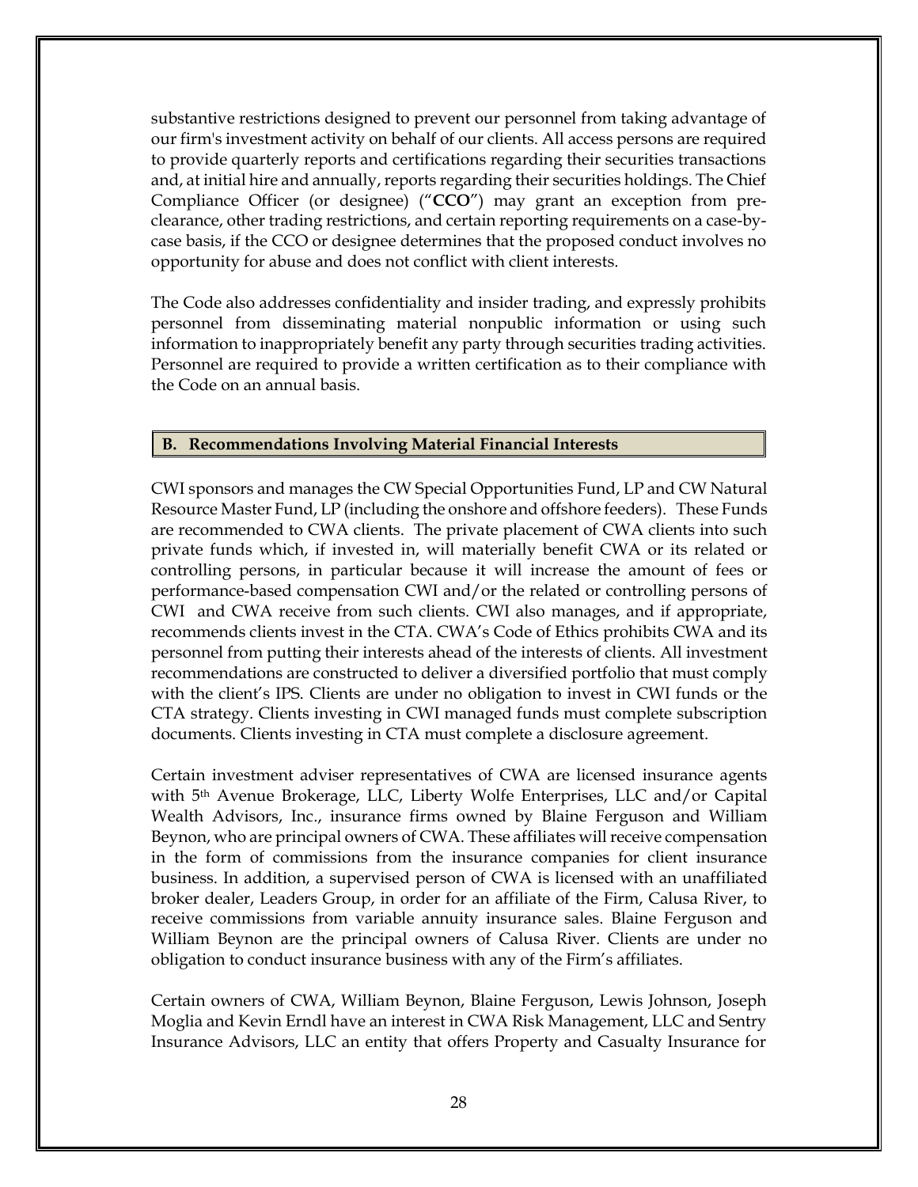substantive restrictions designed to prevent our personnel from taking advantage of our firm's investment activity on behalf of our clients. All access persons are required to provide quarterly reports and certifications regarding their securities transactions and, at initial hire and annually, reports regarding their securities holdings. The Chief Compliance Officer (or designee) ("**CCO**") may grant an exception from preclearance, other trading restrictions, and certain reporting requirements on a case-by-case basis, if the CCO or designee determines that the proposed conduct involves no opportunity for abuse and does not conflict with client interests.

The Code also addresses confidentiality and insider trading, and expressly prohibits personnel from disseminating material nonpublic information or using such information to inappropriately benefit any party through securities trading activities. Personnel are required to provide a written certification as to their compliance with the Code on an annual basis.

## B. Recommendations Involving Material Financial Interests

CWI sponsors and manages the CW Special Opportunities Fund, LP and CW Natural Resource Master Fund, LP (including the onshore and offshore feeders). These Funds are recommended to CWA clients. The private placement of CWA clients into such private funds which, if invested in, will materially benefit CWA or its related or controlling persons, in particular because it will increase the amount of fees or performance-based compensation CWI and/or the related or controlling persons of CWI and CWA receive from such clients. CWI also manages, and if appropriate, recommends clients invest in the CTA. CWA's Code of Ethics prohibits CWA and its personnel from putting their interests ahead of the interests of clients. All investment recommendations are constructed to deliver a diversified portfolio that must comply with the client's IPS. Clients are under no obligation to invest in CWI funds or the CTA strategy. Clients investing in CWI managed funds must complete subscription documents. Clients investing in CTA must complete a disclosure agreement.

Certain investment adviser representatives of CWA are licensed insurance agents with 5th Avenue Brokerage, LLC, Liberty Wolfe Enterprises, LLC and/or Capital Wealth Advisors, Inc., insurance firms owned by Blaine Ferguson and William Beynon, who are principal owners of CWA. These affiliates will receive compensation in the form of commissions from the insurance companies for client insurance business. In addition, a supervised person of CWA is licensed with an unaffiliated broker dealer, Leaders Group, in order for an affiliate of the Firm, Calusa River, to receive commissions from variable annuity insurance sales. Blaine Ferguson and William Beynon are the principal owners of Calusa River. Clients are under no obligation to conduct insurance business with any of the Firm's affiliates.

Certain owners of CWA, William Beynon, Blaine Ferguson, Lewis Johnson, Joseph Moglia and Kevin Erndl have an interest in CWA Risk Management, LLC and Sentry Insurance Advisors, LLC an entity that offers Property and Casualty Insurance for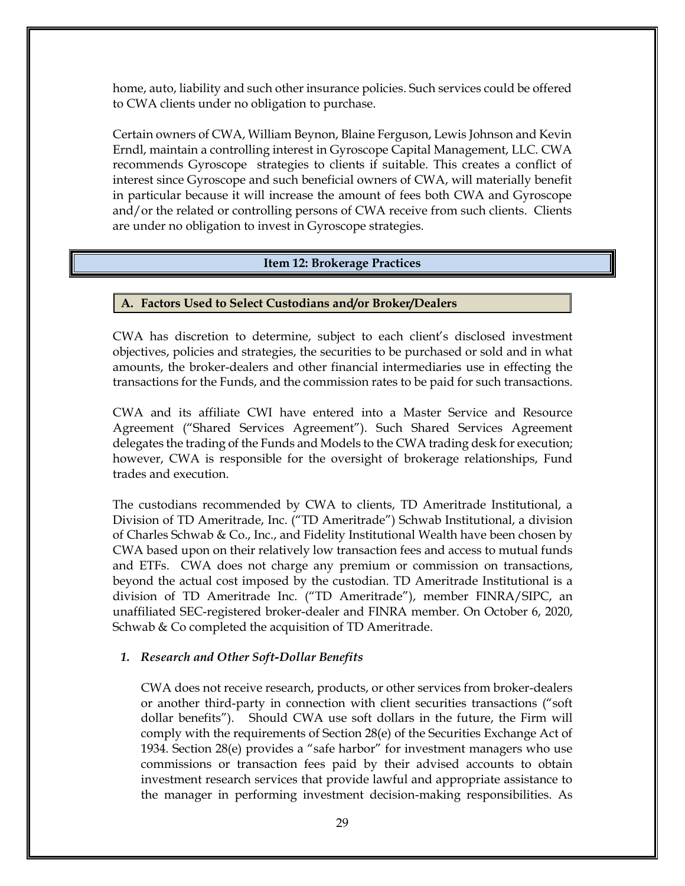home, auto, liability and such other insurance policies. Such services could be offered to CWA clients under no obligation to purchase.

Certain owners of CWA, William Beynon, Blaine Ferguson, Lewis Johnson and Kevin Erndl, maintain a controlling interest in Gyroscope Capital Management, LLC. CWA recommends Gyroscope strategies to clients if suitable. This creates a conflict of interest since Gyroscope and such beneficial owners of CWA, will materially benefit in particular because it will increase the amount of fees both CWA and Gyroscope and/or the related or controlling persons of CWA receive from such clients. Clients are under no obligation to invest in Gyroscope strategies.

## Item 12: Brokerage Practices

### A. Factors Used to Select Custodians and/or Broker/Dealers

CWA has discretion to determine, subject to each client's disclosed investment objectives, policies and strategies, the securities to be purchased or sold and in what amounts, the broker-dealers and other financial intermediaries use in effecting the transactions for the Funds, and the commission rates to be paid for such transactions.

CWA and its affiliate CWI have entered into a Master Service and Resource Agreement ("Shared Services Agreement"). Such Shared Services Agreement delegates the trading of the Funds and Models to the CWA trading desk for execution; however, CWA is responsible for the oversight of brokerage relationships, Fund trades and execution.

The custodians recommended by CWA to clients, TD Ameritrade Institutional, a Division of TD Ameritrade, Inc. ("TD Ameritrade") Schwab Institutional, a division of Charles Schwab & Co., Inc., and Fidelity Institutional Wealth have been chosen by CWA based upon on their relatively low transaction fees and access to mutual funds and ETFs. CWA does not charge any premium or commission on transactions, beyond the actual cost imposed by the custodian. TD Ameritrade Institutional is a division of TD Ameritrade Inc. ("TD Ameritrade"), member FINRA/SIPC, an unaffiliated SEC-registered broker-dealer and FINRA member. On October 6, 2020, Schwab & Co completed the acquisition of TD Ameritrade.

#### *1. Research and Other Soft-Dollar Benefits*

CWA does not receive research, products, or other services from broker-dealers or another third-party in connection with client securities transactions ("soft dollar benefits"). Should CWA use soft dollars in the future, the Firm will comply with the requirements of Section 28(e) of the Securities Exchange Act of 1934. Section 28(e) provides a "safe harbor" for investment managers who use commissions or transaction fees paid by their advised accounts to obtain investment research services that provide lawful and appropriate assistance to the manager in performing investment decision-making responsibilities. As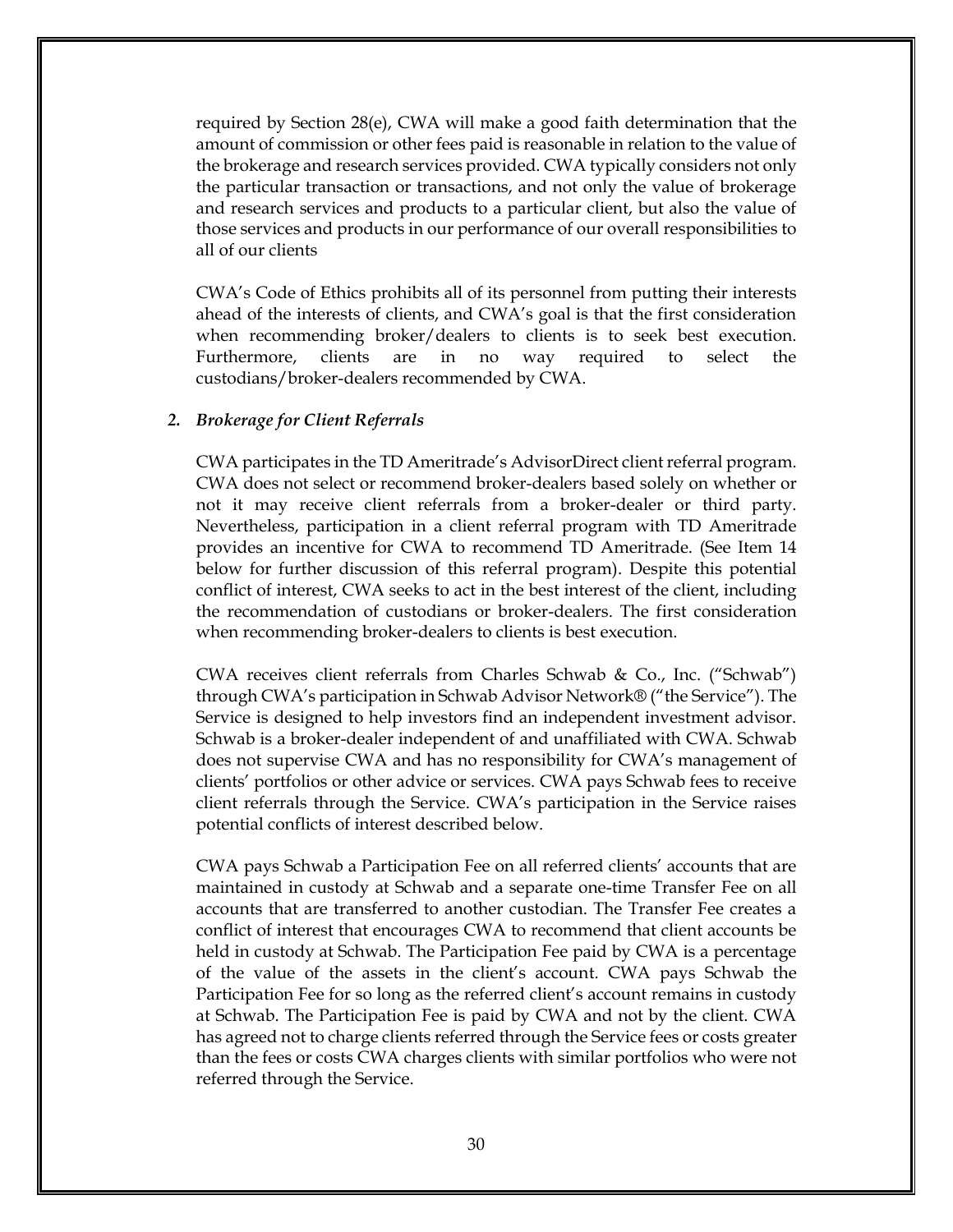required by Section 28(e), CWA will make a good faith determination that the amount of commission or other fees paid is reasonable in relation to the value of the brokerage and research services provided. CWA typically considers not only the particular transaction or transactions, and not only the value of brokerage and research services and products to a particular client, but also the value of those services and products in our performance of our overall responsibilities to all of our clients

CWA's Code of Ethics prohibits all of its personnel from putting their interests ahead of the interests of clients, and CWA's goal is that the first consideration when recommending broker/dealers to clients is to seek best execution. Furthermore, clients are in no way required to select the custodians/broker-dealers recommended by CWA.

*2. Brokerage for Client Referrals*

CWA participates in the TD Ameritrade's AdvisorDirect client referral program. CWA does not select or recommend broker-dealers based solely on whether or not it may receive client referrals from a broker-dealer or third party. Nevertheless, participation in a client referral program with TD Ameritrade provides an incentive for CWA to recommend TD Ameritrade. (See Item 14 below for further discussion of this referral program). Despite this potential conflict of interest, CWA seeks to act in the best interest of the client, including the recommendation of custodians or broker-dealers. The first consideration when recommending broker-dealers to clients is best execution.

CWA receives client referrals from Charles Schwab & Co., Inc. ("Schwab") through CWA's participation in Schwab Advisor Network® ("the Service"). The Service is designed to help investors find an independent investment advisor. Schwab is a broker-dealer independent of and unaffiliated with CWA. Schwab does not supervise CWA and has no responsibility for CWA's management of clients' portfolios or other advice or services. CWA pays Schwab fees to receive client referrals through the Service. CWA's participation in the Service raises potential conflicts of interest described below.

CWA pays Schwab a Participation Fee on all referred clients' accounts that are maintained in custody at Schwab and a separate one-time Transfer Fee on all accounts that are transferred to another custodian. The Transfer Fee creates a conflict of interest that encourages CWA to recommend that client accounts be held in custody at Schwab. The Participation Fee paid by CWA is a percentage of the value of the assets in the client's account. CWA pays Schwab the Participation Fee for so long as the referred client's account remains in custody at Schwab. The Participation Fee is paid by CWA and not by the client. CWA has agreed not to charge clients referred through the Service fees or costs greater than the fees or costs CWA charges clients with similar portfolios who were not referred through the Service.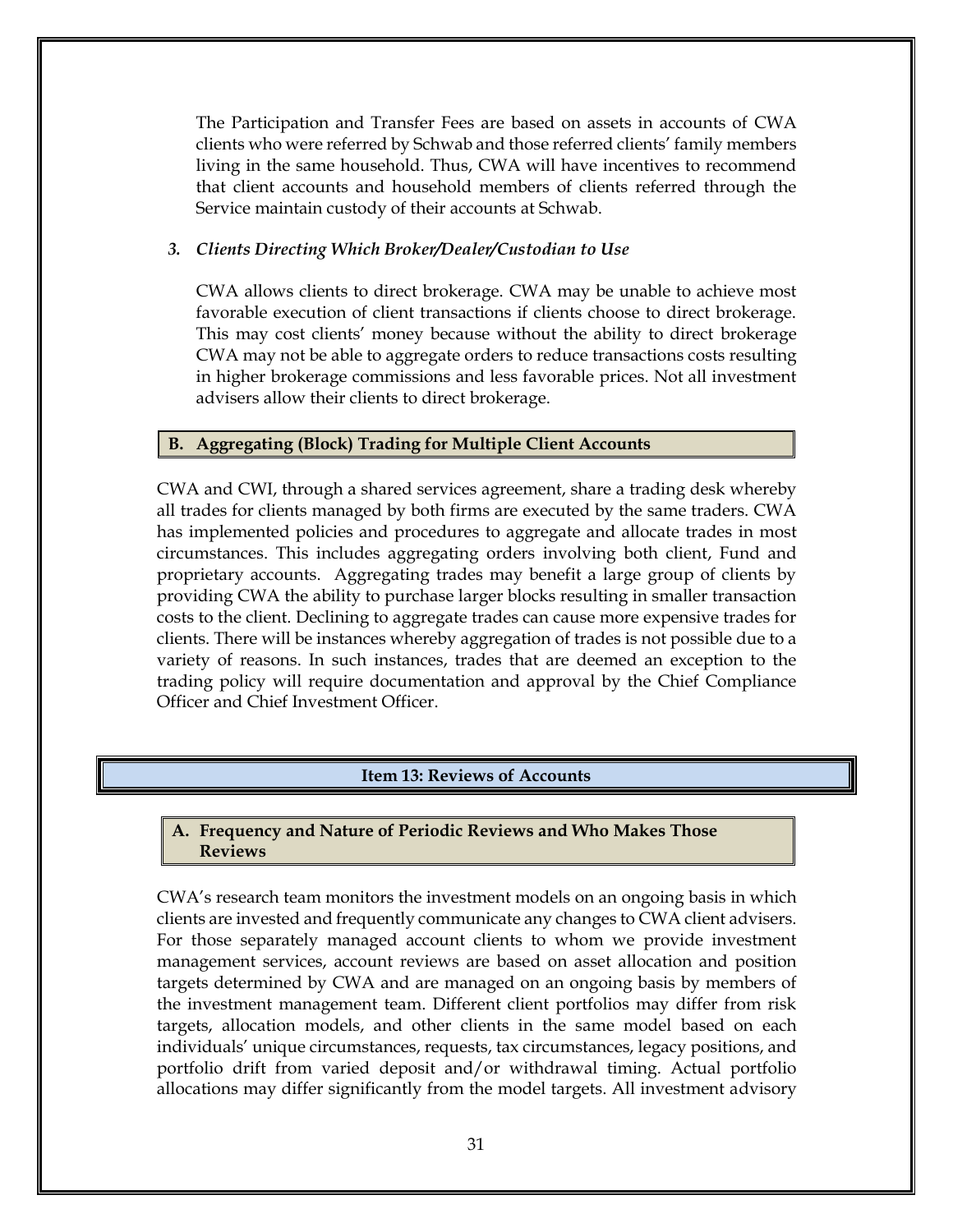The Participation and Transfer Fees are based on assets in accounts of CWA clients who were referred by Schwab and those referred clients' family members living in the same household. Thus, CWA will have incentives to recommend that client accounts and household members of clients referred through the Service maintain custody of their accounts at Schwab.

***3. Clients Directing Which Broker/Dealer/Custodian to Use***

CWA allows clients to direct brokerage. CWA may be unable to achieve most favorable execution of client transactions if clients choose to direct brokerage. This may cost clients' money because without the ability to direct brokerage CWA may not be able to aggregate orders to reduce transactions costs resulting in higher brokerage commissions and less favorable prices. Not all investment advisers allow their clients to direct brokerage.

### B. Aggregating (Block) Trading for Multiple Client Accounts

CWA and CWI, through a shared services agreement, share a trading desk whereby all trades for clients managed by both firms are executed by the same traders. CWA has implemented policies and procedures to aggregate and allocate trades in most circumstances. This includes aggregating orders involving both client, Fund and proprietary accounts. Aggregating trades may benefit a large group of clients by providing CWA the ability to purchase larger blocks resulting in smaller transaction costs to the client. Declining to aggregate trades can cause more expensive trades for clients. There will be instances whereby aggregation of trades is not possible due to a variety of reasons. In such instances, trades that are deemed an exception to the trading policy will require documentation and approval by the Chief Compliance Officer and Chief Investment Officer.

## Item 13: Reviews of Accounts

### A. Frequency and Nature of Periodic Reviews and Who Makes Those Reviews

CWA's research team monitors the investment models on an ongoing basis in which clients are invested and frequently communicate any changes to CWA client advisers. For those separately managed account clients to whom we provide investment management services, account reviews are based on asset allocation and position targets determined by CWA and are managed on an ongoing basis by members of the investment management team. Different client portfolios may differ from risk targets, allocation models, and other clients in the same model based on each individuals' unique circumstances, requests, tax circumstances, legacy positions, and portfolio drift from varied deposit and/or withdrawal timing. Actual portfolio allocations may differ significantly from the model targets. All investment advisory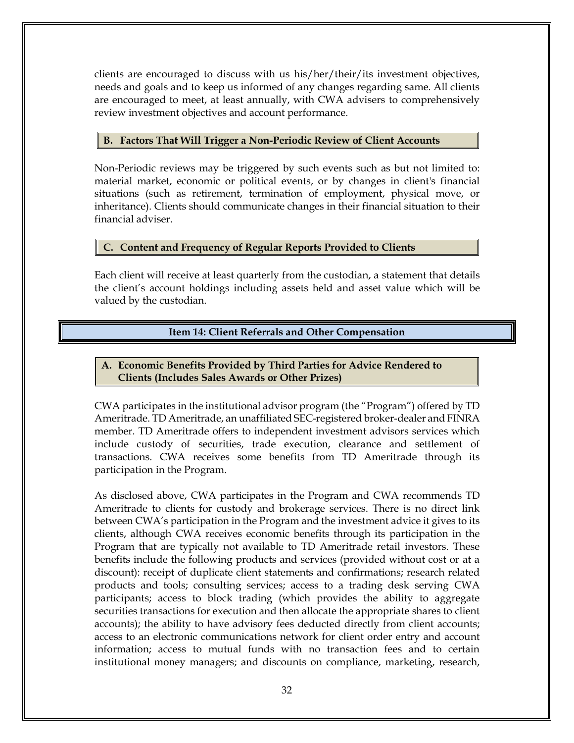clients are encouraged to discuss with us his/her/their/its investment objectives, needs and goals and to keep us informed of any changes regarding same. All clients are encouraged to meet, at least annually, with CWA advisers to comprehensively review investment objectives and account performance.

### B. Factors That Will Trigger a Non-Periodic Review of Client Accounts

Non-Periodic reviews may be triggered by such events such as but not limited to: material market, economic or political events, or by changes in client's financial situations (such as retirement, termination of employment, physical move, or inheritance). Clients should communicate changes in their financial situation to their financial adviser.

### C. Content and Frequency of Regular Reports Provided to Clients

Each client will receive at least quarterly from the custodian, a statement that details the client's account holdings including assets held and asset value which will be valued by the custodian.

## Item 14: Client Referrals and Other Compensation

### A. Economic Benefits Provided by Third Parties for Advice Rendered to Clients (Includes Sales Awards or Other Prizes)

CWA participates in the institutional advisor program (the "Program") offered by TD Ameritrade. TD Ameritrade, an unaffiliated SEC-registered broker-dealer and FINRA member. TD Ameritrade offers to independent investment advisors services which include custody of securities, trade execution, clearance and settlement of transactions. CWA receives some benefits from TD Ameritrade through its participation in the Program.

As disclosed above, CWA participates in the Program and CWA recommends TD Ameritrade to clients for custody and brokerage services. There is no direct link between CWA's participation in the Program and the investment advice it gives to its clients, although CWA receives economic benefits through its participation in the Program that are typically not available to TD Ameritrade retail investors. These benefits include the following products and services (provided without cost or at a discount): receipt of duplicate client statements and confirmations; research related products and tools; consulting services; access to a trading desk serving CWA participants; access to block trading (which provides the ability to aggregate securities transactions for execution and then allocate the appropriate shares to client accounts); the ability to have advisory fees deducted directly from client accounts; access to an electronic communications network for client order entry and account information; access to mutual funds with no transaction fees and to certain institutional money managers; and discounts on compliance, marketing, research,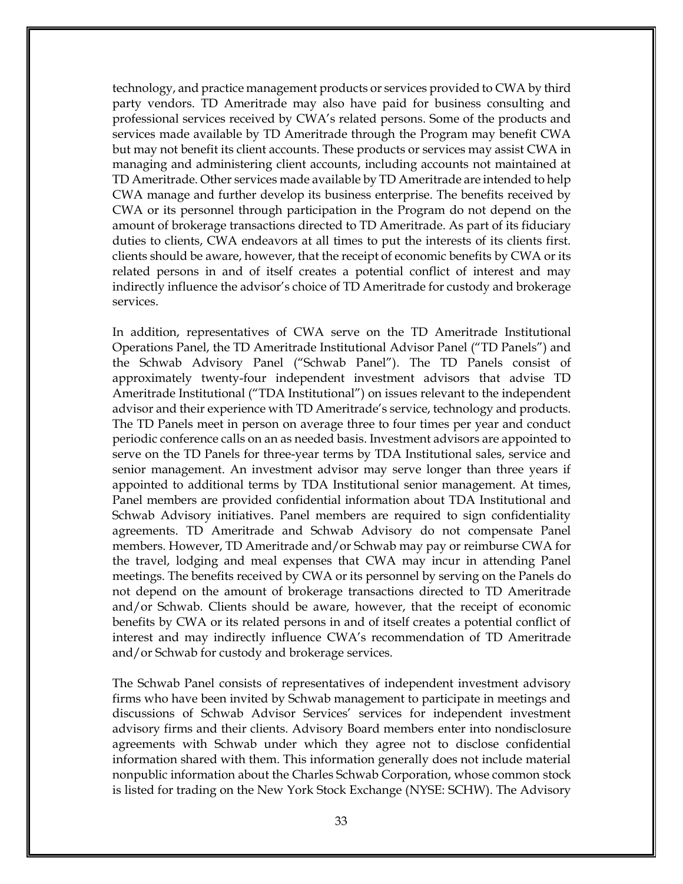technology, and practice management products or services provided to CWA by third party vendors. TD Ameritrade may also have paid for business consulting and professional services received by CWA's related persons. Some of the products and services made available by TD Ameritrade through the Program may benefit CWA but may not benefit its client accounts. These products or services may assist CWA in managing and administering client accounts, including accounts not maintained at TD Ameritrade. Other services made available by TD Ameritrade are intended to help CWA manage and further develop its business enterprise. The benefits received by CWA or its personnel through participation in the Program do not depend on the amount of brokerage transactions directed to TD Ameritrade. As part of its fiduciary duties to clients, CWA endeavors at all times to put the interests of its clients first. clients should be aware, however, that the receipt of economic benefits by CWA or its related persons in and of itself creates a potential conflict of interest and may indirectly influence the advisor's choice of TD Ameritrade for custody and brokerage services.

In addition, representatives of CWA serve on the TD Ameritrade Institutional Operations Panel, the TD Ameritrade Institutional Advisor Panel ("TD Panels") and the Schwab Advisory Panel ("Schwab Panel"). The TD Panels consist of approximately twenty-four independent investment advisors that advise TD Ameritrade Institutional ("TDA Institutional") on issues relevant to the independent advisor and their experience with TD Ameritrade's service, technology and products. The TD Panels meet in person on average three to four times per year and conduct periodic conference calls on an as needed basis. Investment advisors are appointed to serve on the TD Panels for three-year terms by TDA Institutional sales, service and senior management. An investment advisor may serve longer than three years if appointed to additional terms by TDA Institutional senior management. At times, Panel members are provided confidential information about TDA Institutional and Schwab Advisory initiatives. Panel members are required to sign confidentiality agreements. TD Ameritrade and Schwab Advisory do not compensate Panel members. However, TD Ameritrade and/or Schwab may pay or reimburse CWA for the travel, lodging and meal expenses that CWA may incur in attending Panel meetings. The benefits received by CWA or its personnel by serving on the Panels do not depend on the amount of brokerage transactions directed to TD Ameritrade and/or Schwab. Clients should be aware, however, that the receipt of economic benefits by CWA or its related persons in and of itself creates a potential conflict of interest and may indirectly influence CWA's recommendation of TD Ameritrade and/or Schwab for custody and brokerage services.

The Schwab Panel consists of representatives of independent investment advisory firms who have been invited by Schwab management to participate in meetings and discussions of Schwab Advisor Services' services for independent investment advisory firms and their clients. Advisory Board members enter into nondisclosure agreements with Schwab under which they agree not to disclose confidential information shared with them. This information generally does not include material nonpublic information about the Charles Schwab Corporation, whose common stock is listed for trading on the New York Stock Exchange (NYSE: SCHW). The Advisory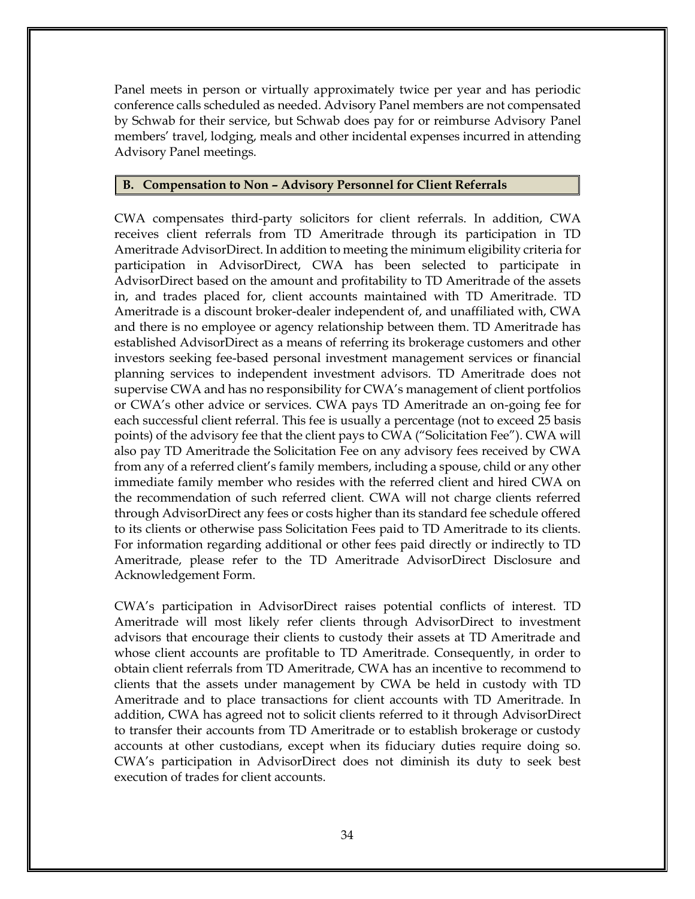Panel meets in person or virtually approximately twice per year and has periodic conference calls scheduled as needed. Advisory Panel members are not compensated by Schwab for their service, but Schwab does pay for or reimburse Advisory Panel members' travel, lodging, meals and other incidental expenses incurred in attending Advisory Panel meetings.

## B. Compensation to Non – Advisory Personnel for Client Referrals

CWA compensates third-party solicitors for client referrals. In addition, CWA receives client referrals from TD Ameritrade through its participation in TD Ameritrade AdvisorDirect. In addition to meeting the minimum eligibility criteria for participation in AdvisorDirect, CWA has been selected to participate in AdvisorDirect based on the amount and profitability to TD Ameritrade of the assets in, and trades placed for, client accounts maintained with TD Ameritrade. TD Ameritrade is a discount broker-dealer independent of, and unaffiliated with, CWA and there is no employee or agency relationship between them. TD Ameritrade has established AdvisorDirect as a means of referring its brokerage customers and other investors seeking fee-based personal investment management services or financial planning services to independent investment advisors. TD Ameritrade does not supervise CWA and has no responsibility for CWA's management of client portfolios or CWA's other advice or services. CWA pays TD Ameritrade an on-going fee for each successful client referral. This fee is usually a percentage (not to exceed 25 basis points) of the advisory fee that the client pays to CWA ("Solicitation Fee"). CWA will also pay TD Ameritrade the Solicitation Fee on any advisory fees received by CWA from any of a referred client's family members, including a spouse, child or any other immediate family member who resides with the referred client and hired CWA on the recommendation of such referred client. CWA will not charge clients referred through AdvisorDirect any fees or costs higher than its standard fee schedule offered to its clients or otherwise pass Solicitation Fees paid to TD Ameritrade to its clients. For information regarding additional or other fees paid directly or indirectly to TD Ameritrade, please refer to the TD Ameritrade AdvisorDirect Disclosure and Acknowledgement Form.

CWA's participation in AdvisorDirect raises potential conflicts of interest. TD Ameritrade will most likely refer clients through AdvisorDirect to investment advisors that encourage their clients to custody their assets at TD Ameritrade and whose client accounts are profitable to TD Ameritrade. Consequently, in order to obtain client referrals from TD Ameritrade, CWA has an incentive to recommend to clients that the assets under management by CWA be held in custody with TD Ameritrade and to place transactions for client accounts with TD Ameritrade. In addition, CWA has agreed not to solicit clients referred to it through AdvisorDirect to transfer their accounts from TD Ameritrade or to establish brokerage or custody accounts at other custodians, except when its fiduciary duties require doing so. CWA's participation in AdvisorDirect does not diminish its duty to seek best execution of trades for client accounts.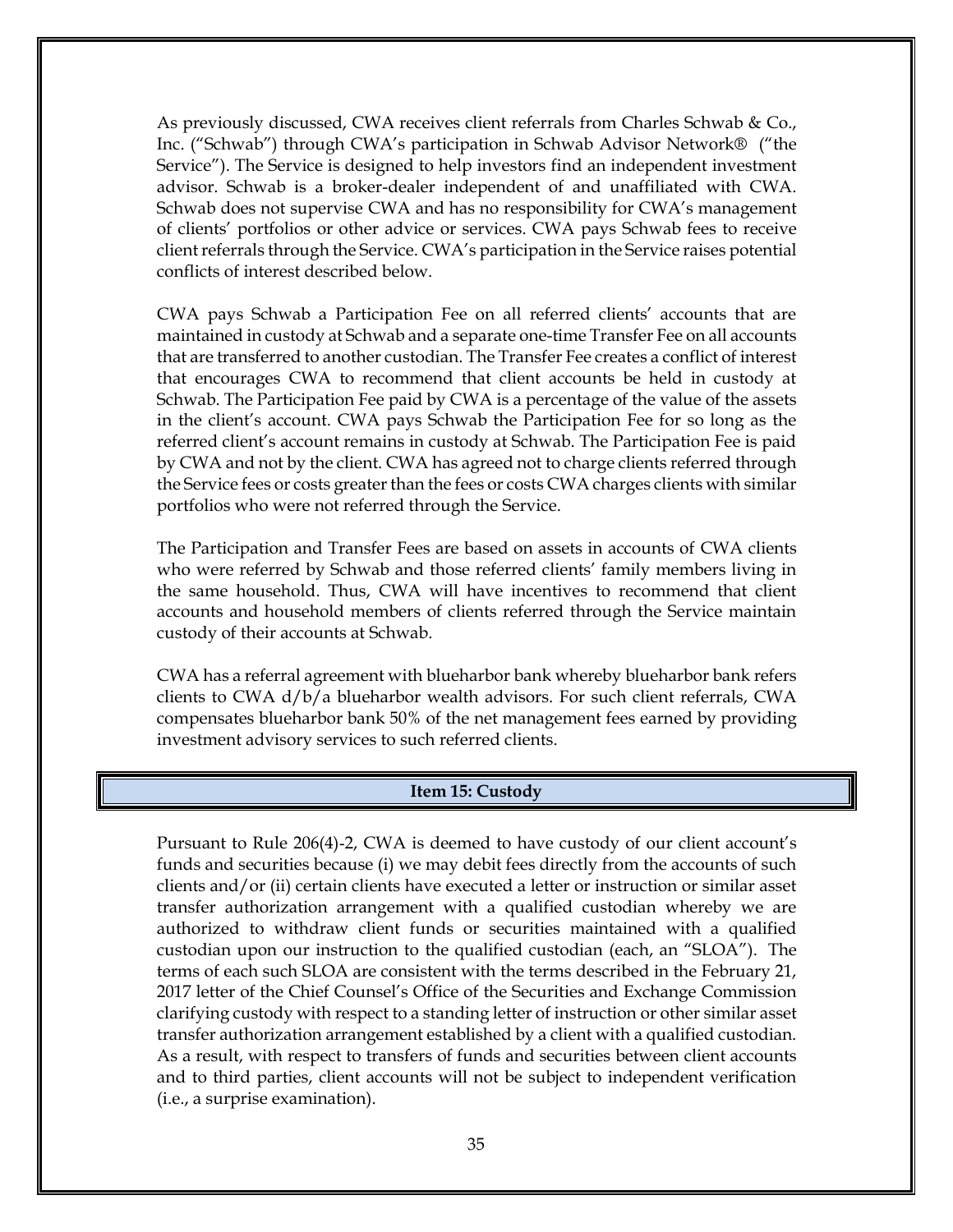As previously discussed, CWA receives client referrals from Charles Schwab & Co., Inc. ("Schwab") through CWA's participation in Schwab Advisor Network® ("the Service"). The Service is designed to help investors find an independent investment advisor. Schwab is a broker-dealer independent of and unaffiliated with CWA. Schwab does not supervise CWA and has no responsibility for CWA's management of clients' portfolios or other advice or services. CWA pays Schwab fees to receive client referrals through the Service. CWA's participation in the Service raises potential conflicts of interest described below.

CWA pays Schwab a Participation Fee on all referred clients' accounts that are maintained in custody at Schwab and a separate one-time Transfer Fee on all accounts that are transferred to another custodian. The Transfer Fee creates a conflict of interest that encourages CWA to recommend that client accounts be held in custody at Schwab. The Participation Fee paid by CWA is a percentage of the value of the assets in the client's account. CWA pays Schwab the Participation Fee for so long as the referred client's account remains in custody at Schwab. The Participation Fee is paid by CWA and not by the client. CWA has agreed not to charge clients referred through the Service fees or costs greater than the fees or costs CWA charges clients with similar portfolios who were not referred through the Service.

The Participation and Transfer Fees are based on assets in accounts of CWA clients who were referred by Schwab and those referred clients' family members living in the same household. Thus, CWA will have incentives to recommend that client accounts and household members of clients referred through the Service maintain custody of their accounts at Schwab.

CWA has a referral agreement with blueharbor bank whereby blueharbor bank refers clients to CWA d/b/a blueharbor wealth advisors. For such client referrals, CWA compensates blueharbor bank 50% of the net management fees earned by providing investment advisory services to such referred clients.

## Item 15: Custody

Pursuant to Rule 206(4)-2, CWA is deemed to have custody of our client account's funds and securities because (i) we may debit fees directly from the accounts of such clients and/or (ii) certain clients have executed a letter or instruction or similar asset transfer authorization arrangement with a qualified custodian whereby we are authorized to withdraw client funds or securities maintained with a qualified custodian upon our instruction to the qualified custodian (each, an "SLOA"). The terms of each such SLOA are consistent with the terms described in the February 21, 2017 letter of the Chief Counsel's Office of the Securities and Exchange Commission clarifying custody with respect to a standing letter of instruction or other similar asset transfer authorization arrangement established by a client with a qualified custodian. As a result, with respect to transfers of funds and securities between client accounts and to third parties, client accounts will not be subject to independent verification (i.e., a surprise examination).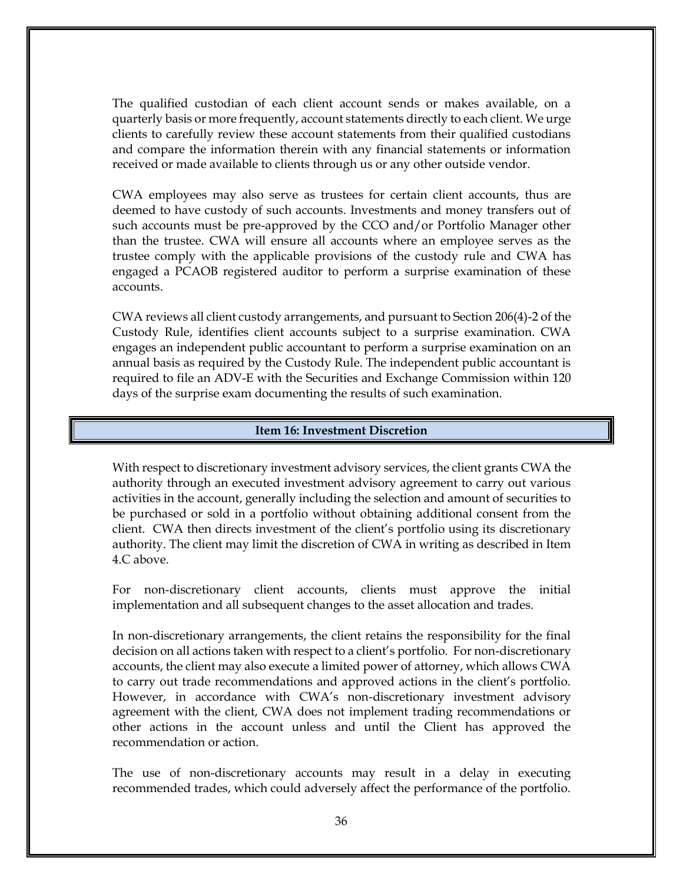The qualified custodian of each client account sends or makes available, on a quarterly basis or more frequently, account statements directly to each client. We urge clients to carefully review these account statements from their qualified custodians and compare the information therein with any financial statements or information received or made available to clients through us or any other outside vendor.

CWA employees may also serve as trustees for certain client accounts, thus are deemed to have custody of such accounts. Investments and money transfers out of such accounts must be pre-approved by the CCO and/or Portfolio Manager other than the trustee. CWA will ensure all accounts where an employee serves as the trustee comply with the applicable provisions of the custody rule and CWA has engaged a PCAOB registered auditor to perform a surprise examination of these accounts.

CWA reviews all client custody arrangements, and pursuant to Section 206(4)-2 of the Custody Rule, identifies client accounts subject to a surprise examination. CWA engages an independent public accountant to perform a surprise examination on an annual basis as required by the Custody Rule. The independent public accountant is required to file an ADV-E with the Securities and Exchange Commission within 120 days of the surprise exam documenting the results of such examination.

## Item 16: Investment Discretion

With respect to discretionary investment advisory services, the client grants CWA the authority through an executed investment advisory agreement to carry out various activities in the account, generally including the selection and amount of securities to be purchased or sold in a portfolio without obtaining additional consent from the client. CWA then directs investment of the client's portfolio using its discretionary authority. The client may limit the discretion of CWA in writing as described in Item 4.C above.

For non-discretionary client accounts, clients must approve the initial implementation and all subsequent changes to the asset allocation and trades.

In non-discretionary arrangements, the client retains the responsibility for the final decision on all actions taken with respect to a client's portfolio. For non-discretionary accounts, the client may also execute a limited power of attorney, which allows CWA to carry out trade recommendations and approved actions in the client's portfolio. However, in accordance with CWA's non-discretionary investment advisory agreement with the client, CWA does not implement trading recommendations or other actions in the account unless and until the Client has approved the recommendation or action.

The use of non-discretionary accounts may result in a delay in executing recommended trades, which could adversely affect the performance of the portfolio.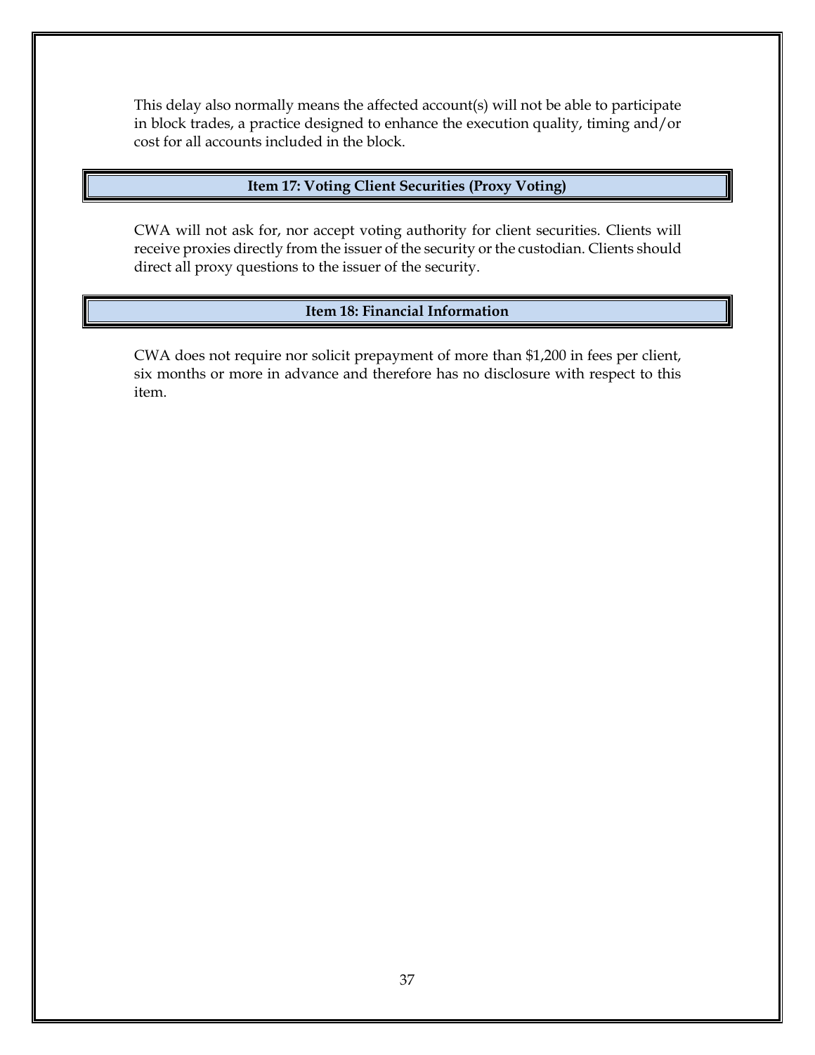This delay also normally means the affected account(s) will not be able to participate in block trades, a practice designed to enhance the execution quality, timing and/or cost for all accounts included in the block.

## Item 17: Voting Client Securities (Proxy Voting)

CWA will not ask for, nor accept voting authority for client securities. Clients will receive proxies directly from the issuer of the security or the custodian. Clients should direct all proxy questions to the issuer of the security.

## Item 18: Financial Information

CWA does not require nor solicit prepayment of more than $1,200 in fees per client, six months or more in advance and therefore has no disclosure with respect to this item.